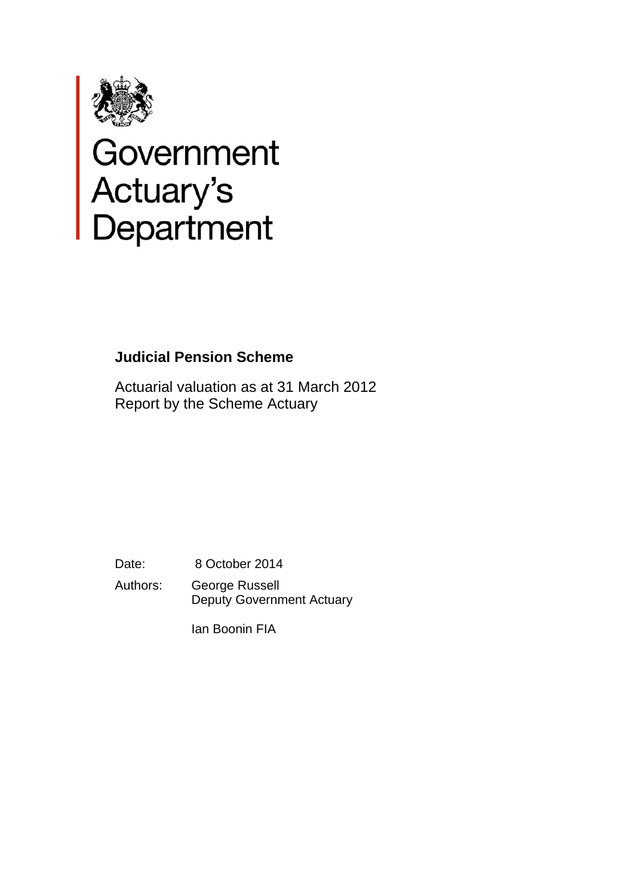Government
Actuary's
Department

# Judicial Pension Scheme

Actuarial valuation as at 31 March 2012
Report by the Scheme Actuary

Date: 8 October 2014

Authors: George Russell
Deputy Government Actuary

Ian Boonin FIA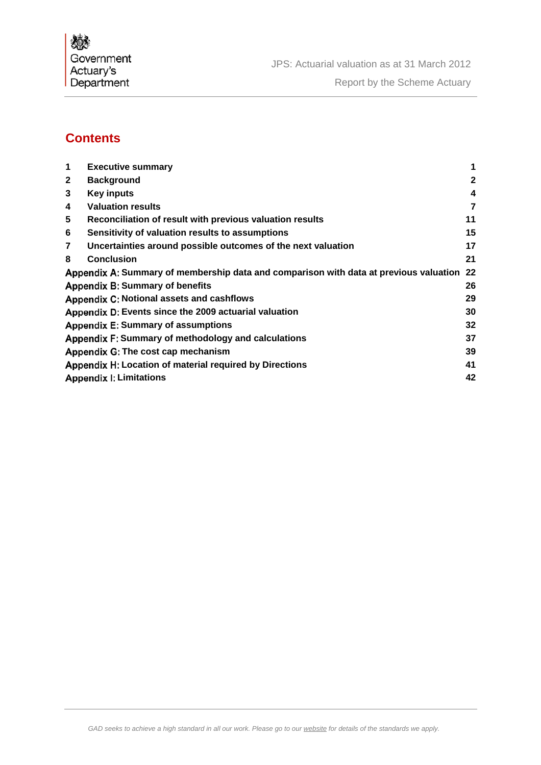## Contents

| | | |
|---|---|---|
| **1** | **Executive summary** | **1** |
| **2** | **Background** | **2** |
| **3** | **Key inputs** | **4** |
| **4** | **Valuation results** | **7** |
| **5** | **Reconciliation of result with previous valuation results** | **11** |
| **6** | **Sensitivity of valuation results to assumptions** | **15** |
| **7** | **Uncertainties around possible outcomes of the next valuation** | **17** |
| **8** | **Conclusion** | **21** |
| **Appendix A:** | **Summary of membership data and comparison with data at previous valuation** | **22** |
| **Appendix B:** | **Summary of benefits** | **26** |
| **Appendix C:** | **Notional assets and cashflows** | **29** |
| **Appendix D:** | **Events since the 2009 actuarial valuation** | **30** |
| **Appendix E:** | **Summary of assumptions** | **32** |
| **Appendix F:** | **Summary of methodology and calculations** | **37** |
| **Appendix G:** | **The cost cap mechanism** | **39** |
| **Appendix H:** | **Location of material required by Directions** | **41** |
| **Appendix I:** | **Limitations** | **42** |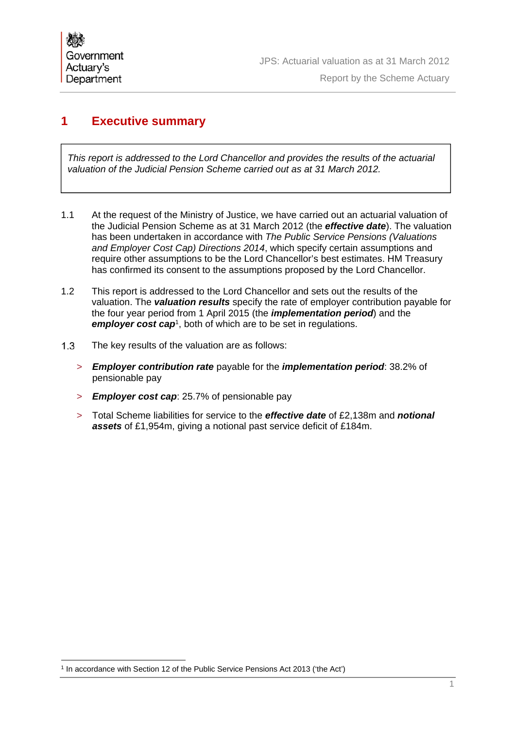# 1 Executive summary

*This report is addressed to the Lord Chancellor and provides the results of the actuarial valuation of the Judicial Pension Scheme carried out as at 31 March 2012.*

1.1 At the request of the Ministry of Justice, we have carried out an actuarial valuation of the Judicial Pension Scheme as at 31 March 2012 (the ***effective date***). The valuation has been undertaken in accordance with *The Public Service Pensions (Valuations and Employer Cost Cap) Directions 2014*, which specify certain assumptions and require other assumptions to be the Lord Chancellor's best estimates. HM Treasury has confirmed its consent to the assumptions proposed by the Lord Chancellor.

1.2 This report is addressed to the Lord Chancellor and sets out the results of the valuation. The ***valuation results*** specify the rate of employer contribution payable for the four year period from 1 April 2015 (the ***implementation period***) and the ***employer cost cap***[1], both of which are to be set in regulations.

1.3 The key results of the valuation are as follows:

> ***Employer contribution rate*** payable for the ***implementation period***: 38.2% of pensionable pay

> ***Employer cost cap***: 25.7% of pensionable pay

> Total Scheme liabilities for service to the ***effective date*** of £2,138m and ***notional assets*** of £1,954m, giving a notional past service deficit of £184m.

[1] In accordance with Section 12 of the Public Service Pensions Act 2013 ('the Act')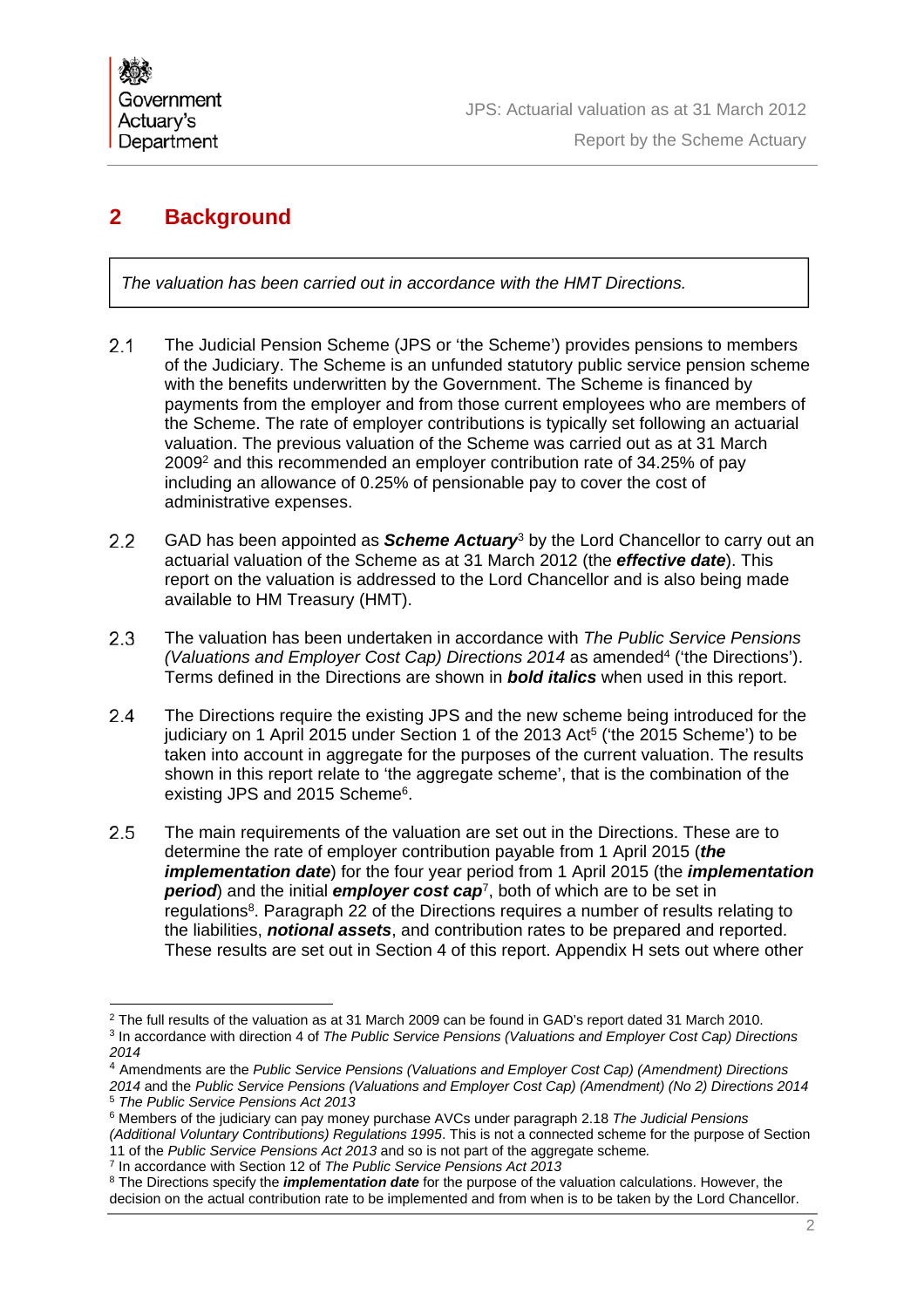## 2 Background

*The valuation has been carried out in accordance with the HMT Directions.*

2.1 The Judicial Pension Scheme (JPS or 'the Scheme') provides pensions to members of the Judiciary. The Scheme is an unfunded statutory public service pension scheme with the benefits underwritten by the Government. The Scheme is financed by payments from the employer and from those current employees who are members of the Scheme. The rate of employer contributions is typically set following an actuarial valuation. The previous valuation of the Scheme was carried out as at 31 March 2009[2] and this recommended an employer contribution rate of 34.25% of pay including an allowance of 0.25% of pensionable pay to cover the cost of administrative expenses.

2.2 GAD has been appointed as ***Scheme Actuary***[3] by the Lord Chancellor to carry out an actuarial valuation of the Scheme as at 31 March 2012 (the ***effective date***). This report on the valuation is addressed to the Lord Chancellor and is also being made available to HM Treasury (HMT).

2.3 The valuation has been undertaken in accordance with *The Public Service Pensions (Valuations and Employer Cost Cap) Directions 2014* as amended[4] ('the Directions'). Terms defined in the Directions are shown in ***bold italics*** when used in this report.

2.4 The Directions require the existing JPS and the new scheme being introduced for the judiciary on 1 April 2015 under Section 1 of the 2013 Act[5] ('the 2015 Scheme') to be taken into account in aggregate for the purposes of the current valuation. The results shown in this report relate to 'the aggregate scheme', that is the combination of the existing JPS and 2015 Scheme[6].

2.5 The main requirements of the valuation are set out in the Directions. These are to determine the rate of employer contribution payable from 1 April 2015 (***the implementation date***) for the four year period from 1 April 2015 (the ***implementation period***) and the initial ***employer cost cap***[7], both of which are to be set in regulations[8]. Paragraph 22 of the Directions requires a number of results relating to the liabilities, ***notional assets***, and contribution rates to be prepared and reported. These results are set out in Section 4 of this report. Appendix H sets out where other

---

[2] The full results of the valuation as at 31 March 2009 can be found in GAD's report dated 31 March 2010.

[3] In accordance with direction 4 of *The Public Service Pensions (Valuations and Employer Cost Cap) Directions 2014*

[4] Amendments are the *Public Service Pensions (Valuations and Employer Cost Cap) (Amendment) Directions 2014* and the *Public Service Pensions (Valuations and Employer Cost Cap) (Amendment) (No 2) Directions 2014*

[5] *The Public Service Pensions Act 2013*

[6] Members of the judiciary can pay money purchase AVCs under paragraph 2.18 *The Judicial Pensions (Additional Voluntary Contributions) Regulations 1995*. This is not a connected scheme for the purpose of Section 11 of the *Public Service Pensions Act 2013* and so is not part of the aggregate scheme*.*

[7] In accordance with Section 12 of *The Public Service Pensions Act 2013*

[8] The Directions specify the ***implementation date*** for the purpose of the valuation calculations. However, the decision on the actual contribution rate to be implemented and from when is to be taken by the Lord Chancellor.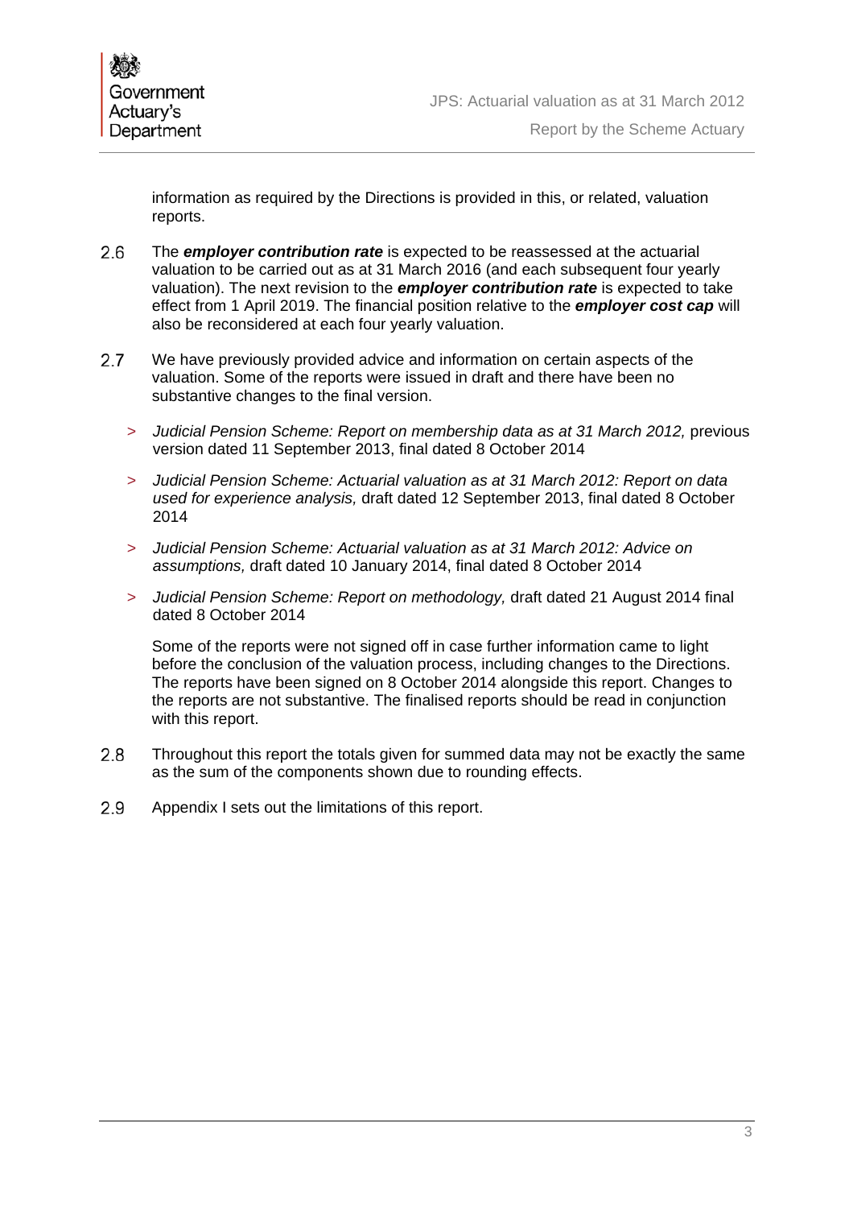information as required by the Directions is provided in this, or related, valuation reports.

2.6 The ***employer contribution rate*** is expected to be reassessed at the actuarial valuation to be carried out as at 31 March 2016 (and each subsequent four yearly valuation). The next revision to the ***employer contribution rate*** is expected to take effect from 1 April 2019. The financial position relative to the ***employer cost cap*** will also be reconsidered at each four yearly valuation.

2.7 We have previously provided advice and information on certain aspects of the valuation. Some of the reports were issued in draft and there have been no substantive changes to the final version.

> *Judicial Pension Scheme: Report on membership data as at 31 March 2012,* previous version dated 11 September 2013, final dated 8 October 2014

> *Judicial Pension Scheme: Actuarial valuation as at 31 March 2012: Report on data used for experience analysis,* draft dated 12 September 2013, final dated 8 October 2014

> *Judicial Pension Scheme: Actuarial valuation as at 31 March 2012: Advice on assumptions,* draft dated 10 January 2014, final dated 8 October 2014

> *Judicial Pension Scheme: Report on methodology,* draft dated 21 August 2014 final dated 8 October 2014

Some of the reports were not signed off in case further information came to light before the conclusion of the valuation process, including changes to the Directions. The reports have been signed on 8 October 2014 alongside this report. Changes to the reports are not substantive. The finalised reports should be read in conjunction with this report.

2.8 Throughout this report the totals given for summed data may not be exactly the same as the sum of the components shown due to rounding effects.

2.9 Appendix I sets out the limitations of this report.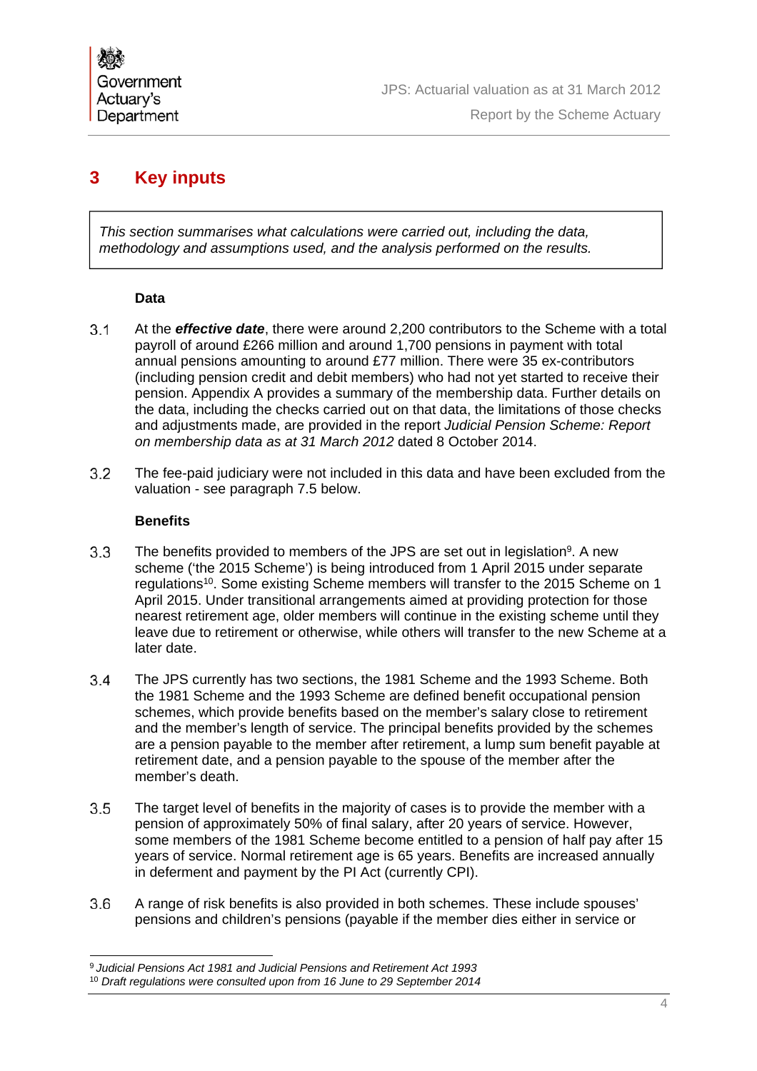# 3 Key inputs

> *This section summarises what calculations were carried out, including the data, methodology and assumptions used, and the analysis performed on the results.*

### Data

3.1 At the ***effective date***, there were around 2,200 contributors to the Scheme with a total payroll of around £266 million and around 1,700 pensions in payment with total annual pensions amounting to around £77 million. There were 35 ex-contributors (including pension credit and debit members) who had not yet started to receive their pension. Appendix A provides a summary of the membership data. Further details on the data, including the checks carried out on that data, the limitations of those checks and adjustments made, are provided in the report *Judicial Pension Scheme: Report on membership data as at 31 March 2012* dated 8 October 2014.

3.2 The fee-paid judiciary were not included in this data and have been excluded from the valuation - see paragraph 7.5 below.

### Benefits

3.3 The benefits provided to members of the JPS are set out in legislation[9]. A new scheme ('the 2015 Scheme') is being introduced from 1 April 2015 under separate regulations[10]. Some existing Scheme members will transfer to the 2015 Scheme on 1 April 2015. Under transitional arrangements aimed at providing protection for those nearest retirement age, older members will continue in the existing scheme until they leave due to retirement or otherwise, while others will transfer to the new Scheme at a later date.

3.4 The JPS currently has two sections, the 1981 Scheme and the 1993 Scheme. Both the 1981 Scheme and the 1993 Scheme are defined benefit occupational pension schemes, which provide benefits based on the member's salary close to retirement and the member's length of service. The principal benefits provided by the schemes are a pension payable to the member after retirement, a lump sum benefit payable at retirement date, and a pension payable to the spouse of the member after the member's death.

3.5 The target level of benefits in the majority of cases is to provide the member with a pension of approximately 50% of final salary, after 20 years of service. However, some members of the 1981 Scheme become entitled to a pension of half pay after 15 years of service. Normal retirement age is 65 years. Benefits are increased annually in deferment and payment by the PI Act (currently CPI).

3.6 A range of risk benefits is also provided in both schemes. These include spouses' pensions and children's pensions (payable if the member dies either in service or

---

[9] *Judicial Pensions Act 1981 and Judicial Pensions and Retirement Act 1993*

[10] *Draft regulations were consulted upon from 16 June to 29 September 2014*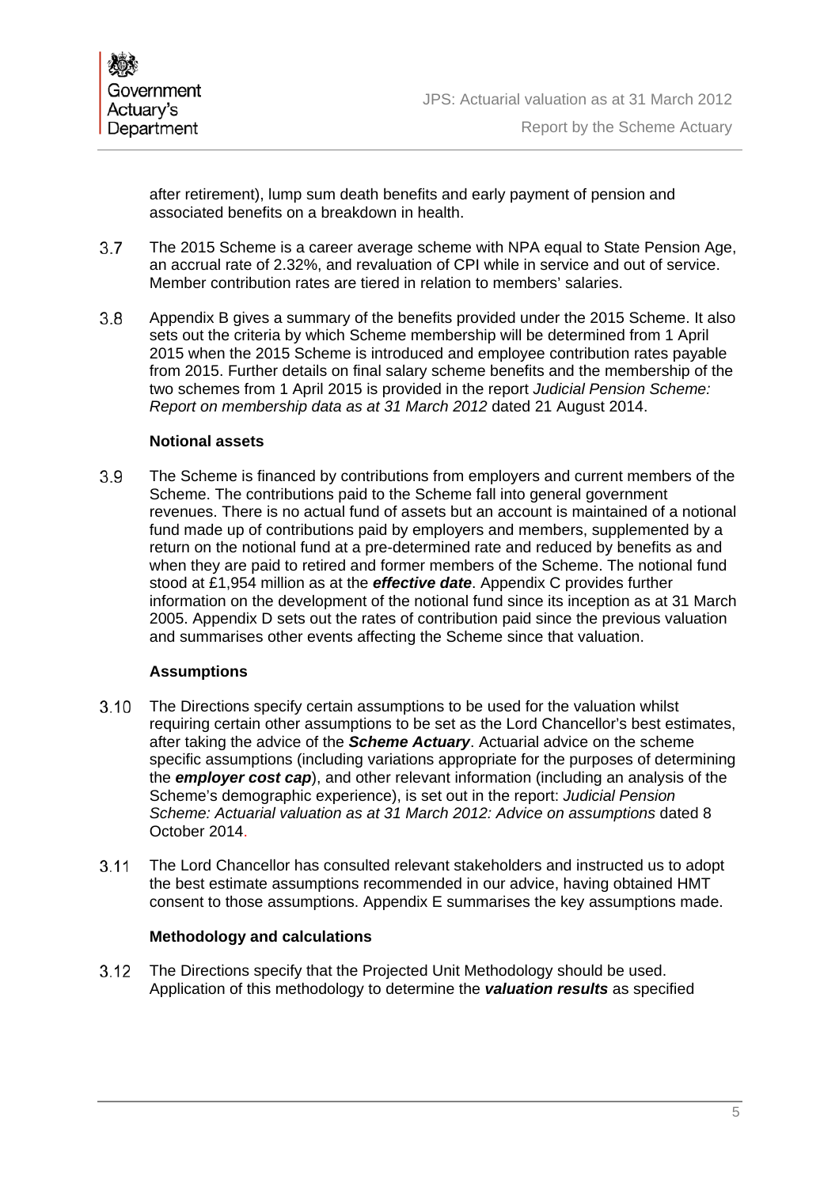after retirement), lump sum death benefits and early payment of pension and associated benefits on a breakdown in health.

3.7 The 2015 Scheme is a career average scheme with NPA equal to State Pension Age, an accrual rate of 2.32%, and revaluation of CPI while in service and out of service. Member contribution rates are tiered in relation to members' salaries.

3.8 Appendix B gives a summary of the benefits provided under the 2015 Scheme. It also sets out the criteria by which Scheme membership will be determined from 1 April 2015 when the 2015 Scheme is introduced and employee contribution rates payable from 2015. Further details on final salary scheme benefits and the membership of the two schemes from 1 April 2015 is provided in the report *Judicial Pension Scheme: Report on membership data as at 31 March 2012* dated 21 August 2014.

**Notional assets**

3.9 The Scheme is financed by contributions from employers and current members of the Scheme. The contributions paid to the Scheme fall into general government revenues. There is no actual fund of assets but an account is maintained of a notional fund made up of contributions paid by employers and members, supplemented by a return on the notional fund at a pre-determined rate and reduced by benefits as and when they are paid to retired and former members of the Scheme. The notional fund stood at £1,954 million as at the ***effective date***. Appendix C provides further information on the development of the notional fund since its inception as at 31 March 2005. Appendix D sets out the rates of contribution paid since the previous valuation and summarises other events affecting the Scheme since that valuation.

**Assumptions**

3.10 The Directions specify certain assumptions to be used for the valuation whilst requiring certain other assumptions to be set as the Lord Chancellor's best estimates, after taking the advice of the ***Scheme Actuary***. Actuarial advice on the scheme specific assumptions (including variations appropriate for the purposes of determining the ***employer cost cap***), and other relevant information (including an analysis of the Scheme's demographic experience), is set out in the report: *Judicial Pension Scheme: Actuarial valuation as at 31 March 2012: Advice on assumptions* dated 8 October 2014.

3.11 The Lord Chancellor has consulted relevant stakeholders and instructed us to adopt the best estimate assumptions recommended in our advice, having obtained HMT consent to those assumptions. Appendix E summarises the key assumptions made.

**Methodology and calculations**

3.12 The Directions specify that the Projected Unit Methodology should be used. Application of this methodology to determine the ***valuation results*** as specified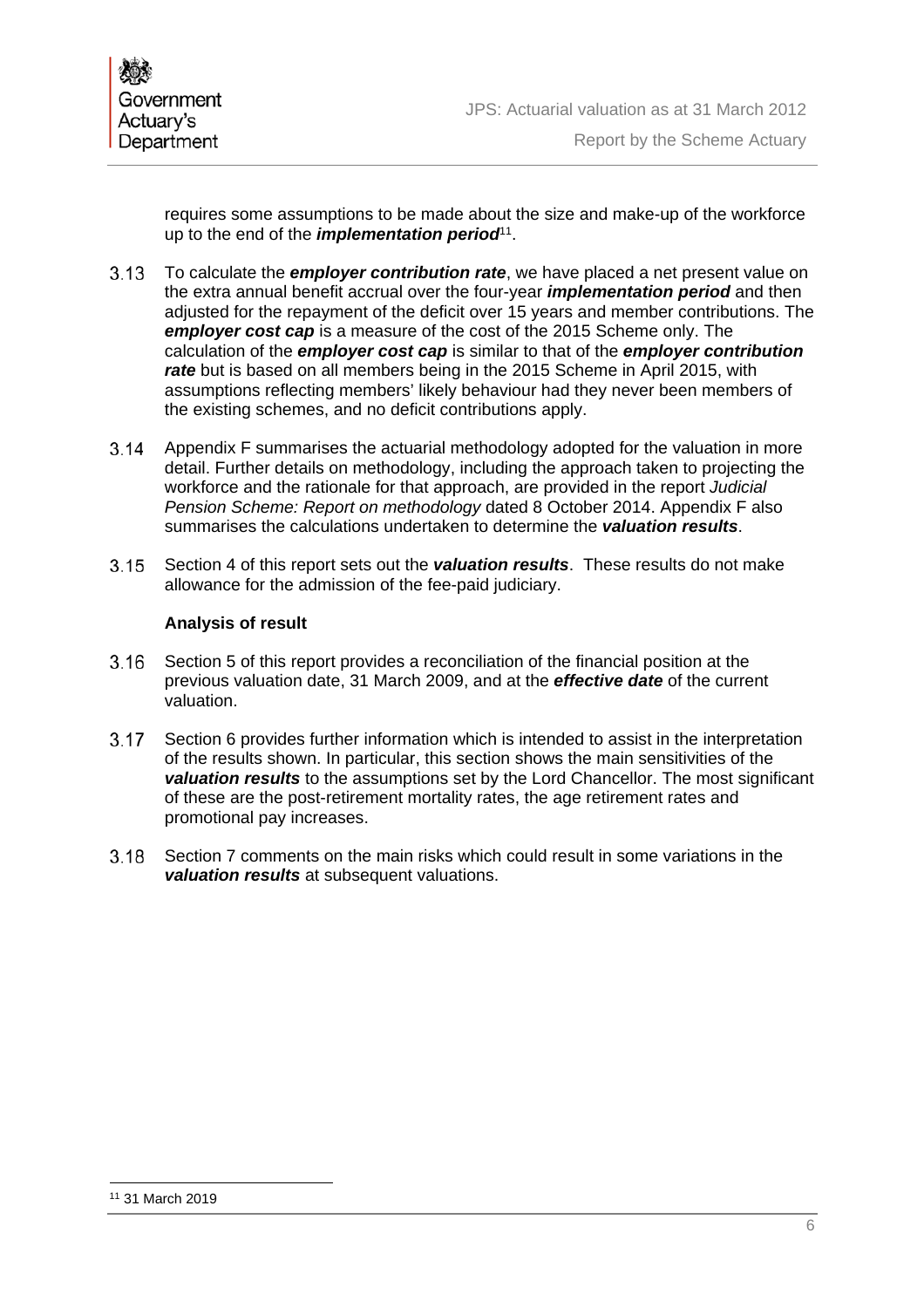requires some assumptions to be made about the size and make-up of the workforce up to the end of the ***implementation period***[11].

3.13 To calculate the ***employer contribution rate***, we have placed a net present value on the extra annual benefit accrual over the four-year ***implementation period*** and then adjusted for the repayment of the deficit over 15 years and member contributions. The ***employer cost cap*** is a measure of the cost of the 2015 Scheme only. The calculation of the ***employer cost cap*** is similar to that of the ***employer contribution rate*** but is based on all members being in the 2015 Scheme in April 2015, with assumptions reflecting members' likely behaviour had they never been members of the existing schemes, and no deficit contributions apply.

3.14 Appendix F summarises the actuarial methodology adopted for the valuation in more detail. Further details on methodology, including the approach taken to projecting the workforce and the rationale for that approach, are provided in the report *Judicial Pension Scheme: Report on methodology* dated 8 October 2014. Appendix F also summarises the calculations undertaken to determine the ***valuation results***.

3.15 Section 4 of this report sets out the ***valuation results***. These results do not make allowance for the admission of the fee-paid judiciary.

**Analysis of result**

3.16 Section 5 of this report provides a reconciliation of the financial position at the previous valuation date, 31 March 2009, and at the ***effective date*** of the current valuation.

3.17 Section 6 provides further information which is intended to assist in the interpretation of the results shown. In particular, this section shows the main sensitivities of the ***valuation results*** to the assumptions set by the Lord Chancellor. The most significant of these are the post-retirement mortality rates, the age retirement rates and promotional pay increases.

3.18 Section 7 comments on the main risks which could result in some variations in the ***valuation results*** at subsequent valuations.

[11] 31 March 2019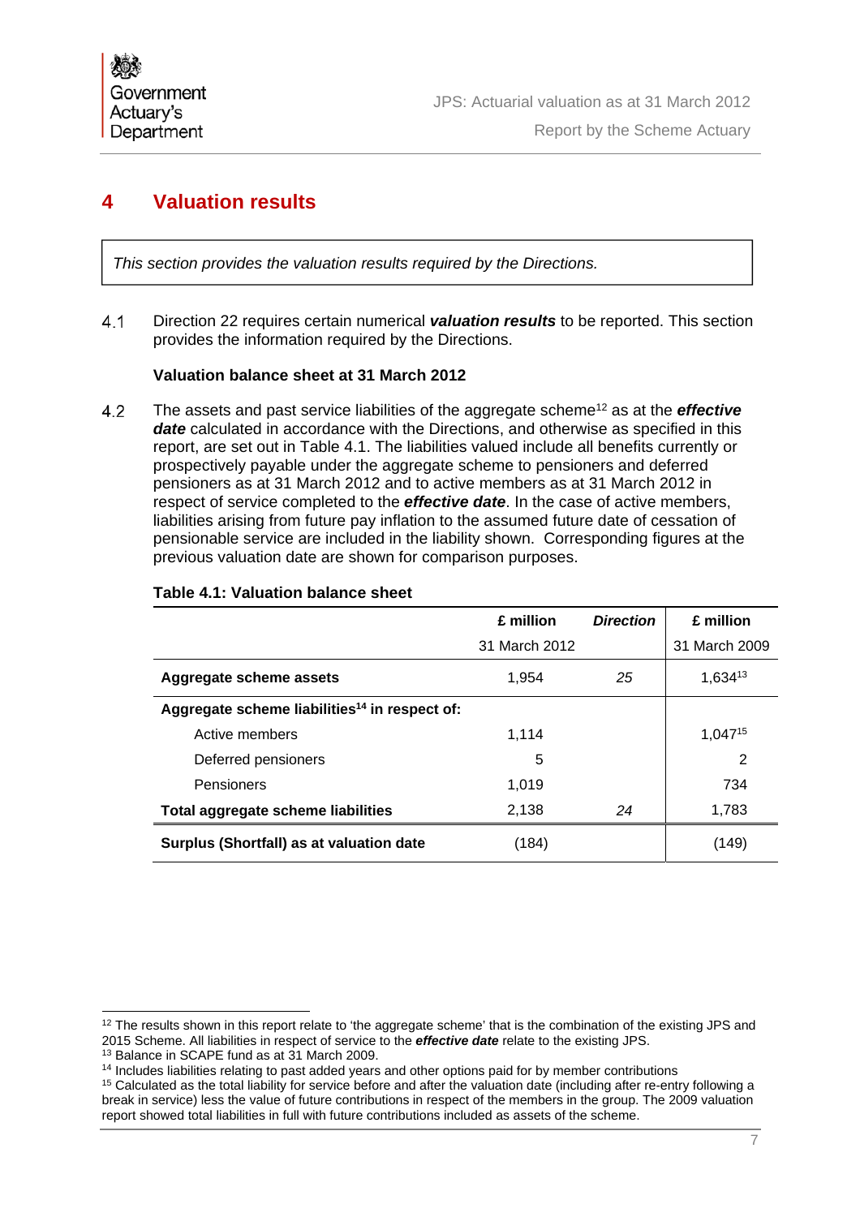# 4 Valuation results

*This section provides the valuation results required by the Directions.*

4.1 Direction 22 requires certain numerical ***valuation results*** to be reported. This section provides the information required by the Directions.

**Valuation balance sheet at 31 March 2012**

4.2 The assets and past service liabilities of the aggregate scheme[12] as at the ***effective date*** calculated in accordance with the Directions, and otherwise as specified in this report, are set out in Table 4.1. The liabilities valued include all benefits currently or prospectively payable under the aggregate scheme to pensioners and deferred pensioners as at 31 March 2012 and to active members as at 31 March 2012 in respect of service completed to the ***effective date***. In the case of active members, liabilities arising from future pay inflation to the assumed future date of cessation of pensionable service are included in the liability shown. Corresponding figures at the previous valuation date are shown for comparison purposes.

**Table 4.1: Valuation balance sheet**

| | £ million 31 March 2012 | *Direction* | £ million 31 March 2009 |
|---|---|---|---|
| **Aggregate scheme assets** | 1,954 | *25* | 1,634[13] |
| **Aggregate scheme liabilities[14] in respect of:** | | | |
| Active members | 1,114 | | 1,047[15] |
| Deferred pensioners | 5 | | 2 |
| Pensioners | 1,019 | | 734 |
| **Total aggregate scheme liabilities** | 2,138 | *24* | 1,783 |
| **Surplus (Shortfall) as at valuation date** | (184) | | (149) |

[12] The results shown in this report relate to 'the aggregate scheme' that is the combination of the existing JPS and 2015 Scheme. All liabilities in respect of service to the ***effective date*** relate to the existing JPS.

[13] Balance in SCAPE fund as at 31 March 2009.

[14] Includes liabilities relating to past added years and other options paid for by member contributions

[15] Calculated as the total liability for service before and after the valuation date (including after re-entry following a break in service) less the value of future contributions in respect of the members in the group. The 2009 valuation report showed total liabilities in full with future contributions included as assets of the scheme.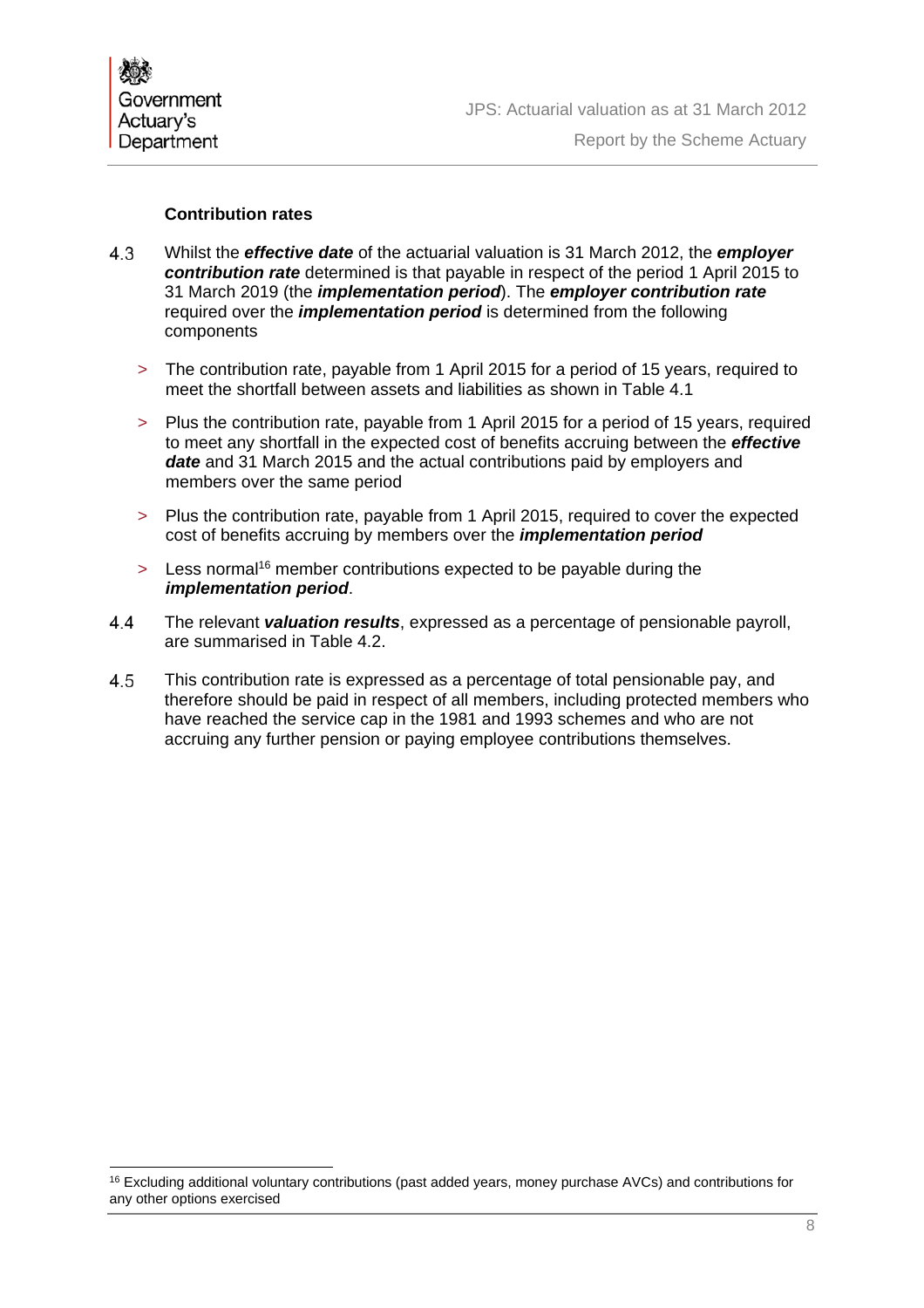### Contribution rates

4.3 Whilst the ***effective date*** of the actuarial valuation is 31 March 2012, the ***employer contribution rate*** determined is that payable in respect of the period 1 April 2015 to 31 March 2019 (the ***implementation period***). The ***employer contribution rate*** required over the ***implementation period*** is determined from the following components

> The contribution rate, payable from 1 April 2015 for a period of 15 years, required to meet the shortfall between assets and liabilities as shown in Table 4.1

> Plus the contribution rate, payable from 1 April 2015 for a period of 15 years, required to meet any shortfall in the expected cost of benefits accruing between the ***effective date*** and 31 March 2015 and the actual contributions paid by employers and members over the same period

> Plus the contribution rate, payable from 1 April 2015, required to cover the expected cost of benefits accruing by members over the ***implementation period***

> Less normal[16] member contributions expected to be payable during the ***implementation period***.

4.4 The relevant ***valuation results***, expressed as a percentage of pensionable payroll, are summarised in Table 4.2.

4.5 This contribution rate is expressed as a percentage of total pensionable pay, and therefore should be paid in respect of all members, including protected members who have reached the service cap in the 1981 and 1993 schemes and who are not accruing any further pension or paying employee contributions themselves.

[16] Excluding additional voluntary contributions (past added years, money purchase AVCs) and contributions for any other options exercised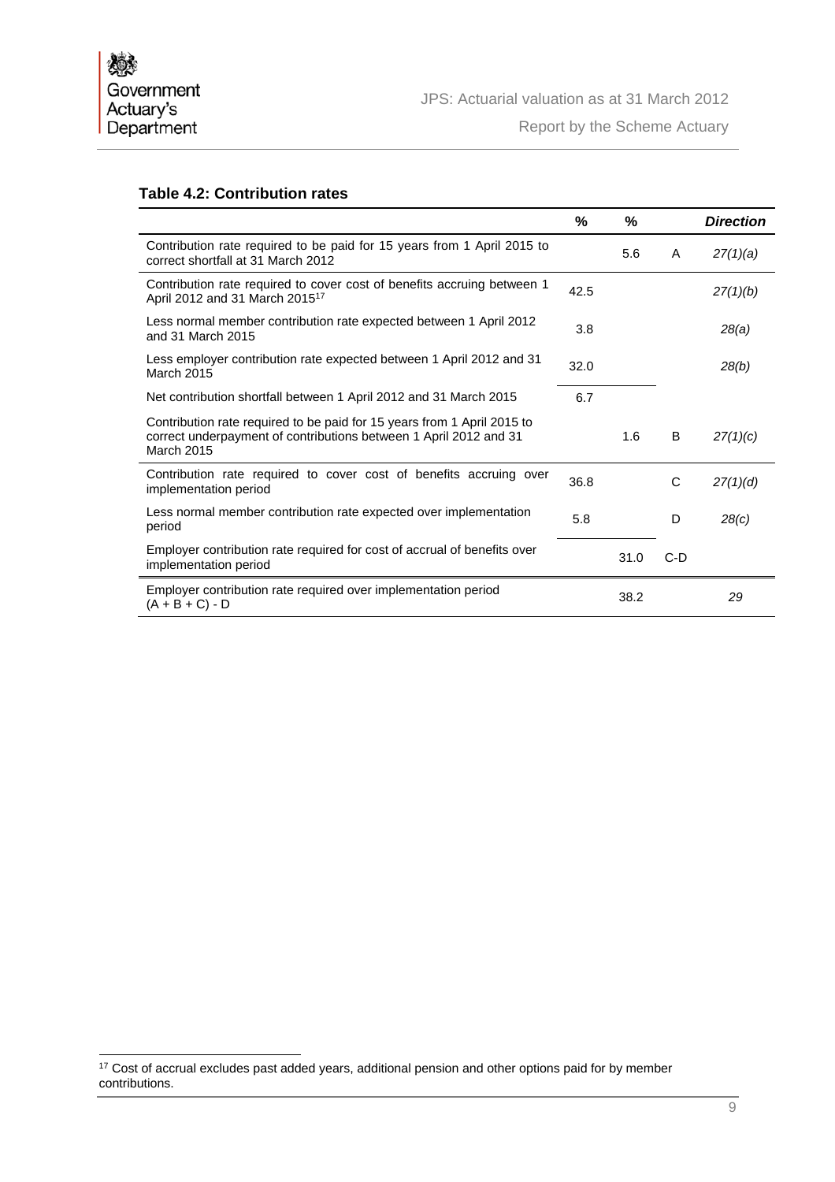**Table 4.2: Contribution rates**

| | % | % | | ***Direction*** |
|---|---|---|---|---|
| Contribution rate required to be paid for 15 years from 1 April 2015 to correct shortfall at 31 March 2012 | | 5.6 | A | *27(1)(a)* |
| Contribution rate required to cover cost of benefits accruing between 1 April 2012 and 31 March 2015[17] | 42.5 | | | *27(1)(b)* |
| Less normal member contribution rate expected between 1 April 2012 and 31 March 2015 | 3.8 | | | *28(a)* |
| Less employer contribution rate expected between 1 April 2012 and 31 March 2015 | 32.0 | | | *28(b)* |
| Net contribution shortfall between 1 April 2012 and 31 March 2015 | 6.7 | | | |
| Contribution rate required to be paid for 15 years from 1 April 2015 to correct underpayment of contributions between 1 April 2012 and 31 March 2015 | | 1.6 | B | *27(1)(c)* |
| Contribution rate required to cover cost of benefits accruing over implementation period | 36.8 | | C | *27(1)(d)* |
| Less normal member contribution rate expected over implementation period | 5.8 | | D | *28(c)* |
| Employer contribution rate required for cost of accrual of benefits over implementation period | | 31.0 | C-D | |
| Employer contribution rate required over implementation period (A + B + C) - D | | 38.2 | | *29* |

[17] Cost of accrual excludes past added years, additional pension and other options paid for by member contributions.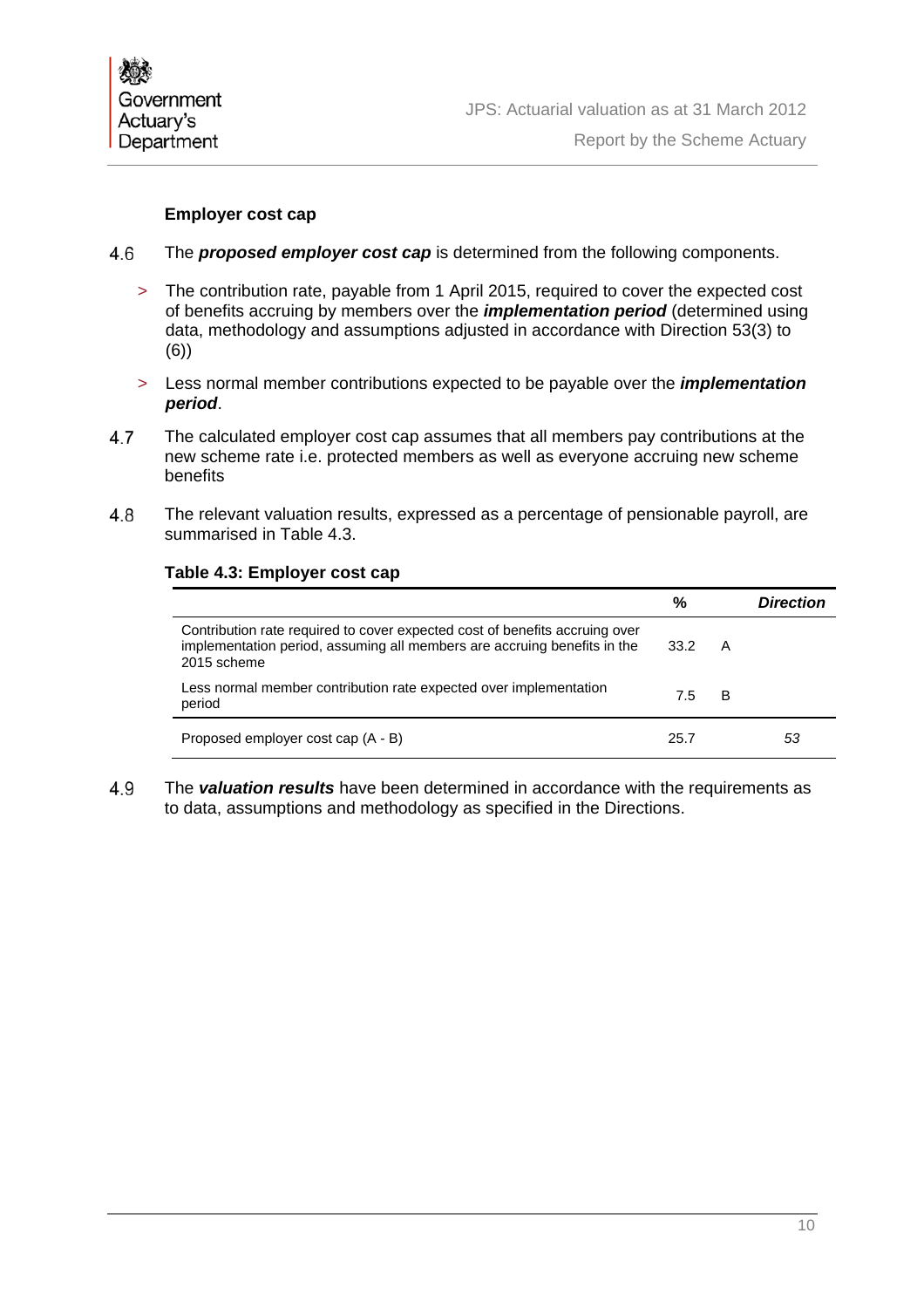### Employer cost cap

4.6 The ***proposed employer cost cap*** is determined from the following components.

> The contribution rate, payable from 1 April 2015, required to cover the expected cost of benefits accruing by members over the ***implementation period*** (determined using data, methodology and assumptions adjusted in accordance with Direction 53(3) to (6))

> Less normal member contributions expected to be payable over the ***implementation period***.

4.7 The calculated employer cost cap assumes that all members pay contributions at the new scheme rate i.e. protected members as well as everyone accruing new scheme benefits

4.8 The relevant valuation results, expressed as a percentage of pensionable payroll, are summarised in Table 4.3.

**Table 4.3: Employer cost cap**

| | % | | ***Direction*** |
|---|---|---|---|
| Contribution rate required to cover expected cost of benefits accruing over implementation period, assuming all members are accruing benefits in the 2015 scheme | 33.2 | A | |
| Less normal member contribution rate expected over implementation period | 7.5 | B | |
| Proposed employer cost cap (A - B) | 25.7 | | *53* |

4.9 The ***valuation results*** have been determined in accordance with the requirements as to data, assumptions and methodology as specified in the Directions.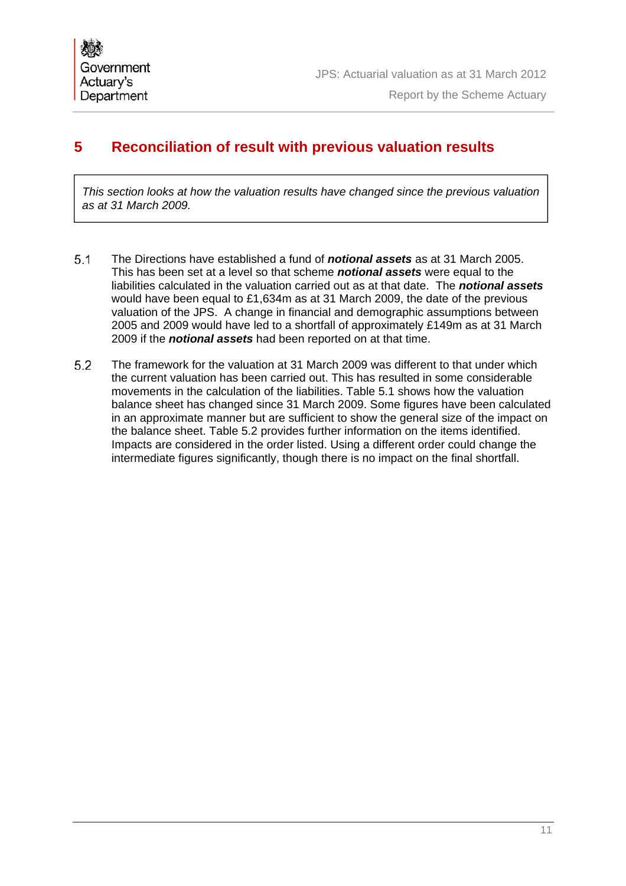# 5 Reconciliation of result with previous valuation results

*This section looks at how the valuation results have changed since the previous valuation as at 31 March 2009.*

5.1 The Directions have established a fund of ***notional assets*** as at 31 March 2005. This has been set at a level so that scheme ***notional assets*** were equal to the liabilities calculated in the valuation carried out as at that date. The ***notional assets*** would have been equal to £1,634m as at 31 March 2009, the date of the previous valuation of the JPS. A change in financial and demographic assumptions between 2005 and 2009 would have led to a shortfall of approximately £149m as at 31 March 2009 if the ***notional assets*** had been reported on at that time.

5.2 The framework for the valuation at 31 March 2009 was different to that under which the current valuation has been carried out. This has resulted in some considerable movements in the calculation of the liabilities. Table 5.1 shows how the valuation balance sheet has changed since 31 March 2009. Some figures have been calculated in an approximate manner but are sufficient to show the general size of the impact on the balance sheet. Table 5.2 provides further information on the items identified. Impacts are considered in the order listed. Using a different order could change the intermediate figures significantly, though there is no impact on the final shortfall.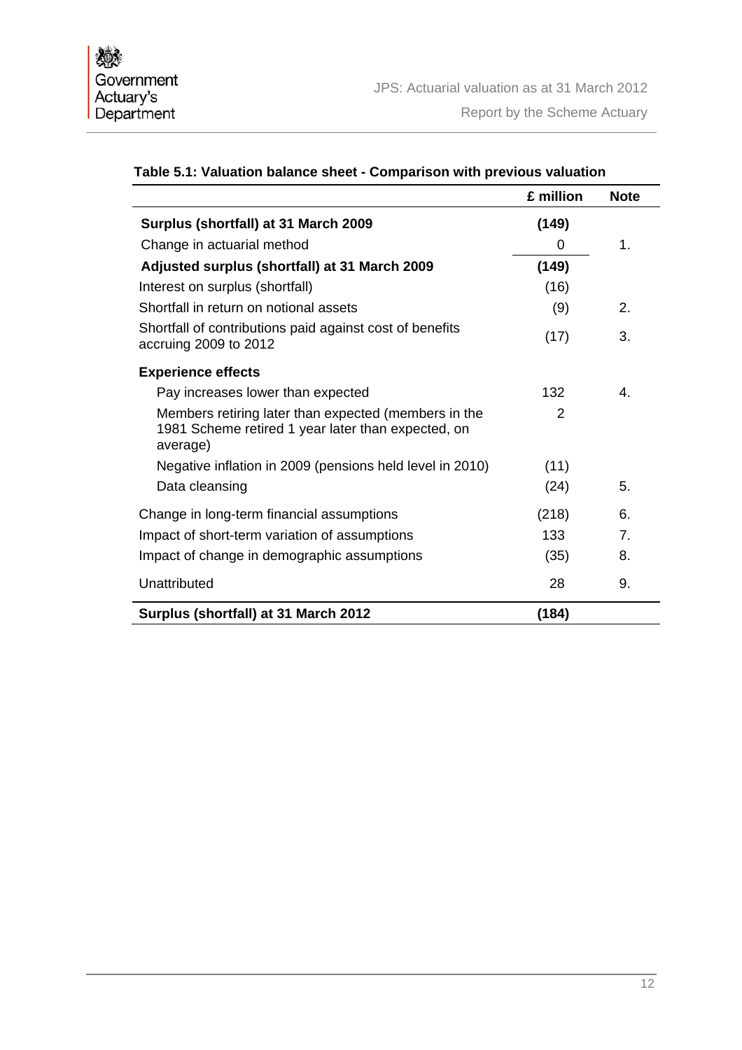**Table 5.1: Valuation balance sheet - Comparison with previous valuation**

| | £ million | Note |
|---|---|---|
| **Surplus (shortfall) at 31 March 2009** | **(149)** | |
| Change in actuarial method | 0 | 1. |
| **Adjusted surplus (shortfall) at 31 March 2009** | **(149)** | |
| Interest on surplus (shortfall) | (16) | |
| Shortfall in return on notional assets | (9) | 2. |
| Shortfall of contributions paid against cost of benefits accruing 2009 to 2012 | (17) | 3. |
| **Experience effects** | | |
| Pay increases lower than expected | 132 | 4. |
| Members retiring later than expected (members in the 1981 Scheme retired 1 year later than expected, on average) | 2 | |
| Negative inflation in 2009 (pensions held level in 2010) | (11) | |
| Data cleansing | (24) | 5. |
| Change in long-term financial assumptions | (218) | 6. |
| Impact of short-term variation of assumptions | 133 | 7. |
| Impact of change in demographic assumptions | (35) | 8. |
| Unattributed | 28 | 9. |
| **Surplus (shortfall) at 31 March 2012** | **(184)** | |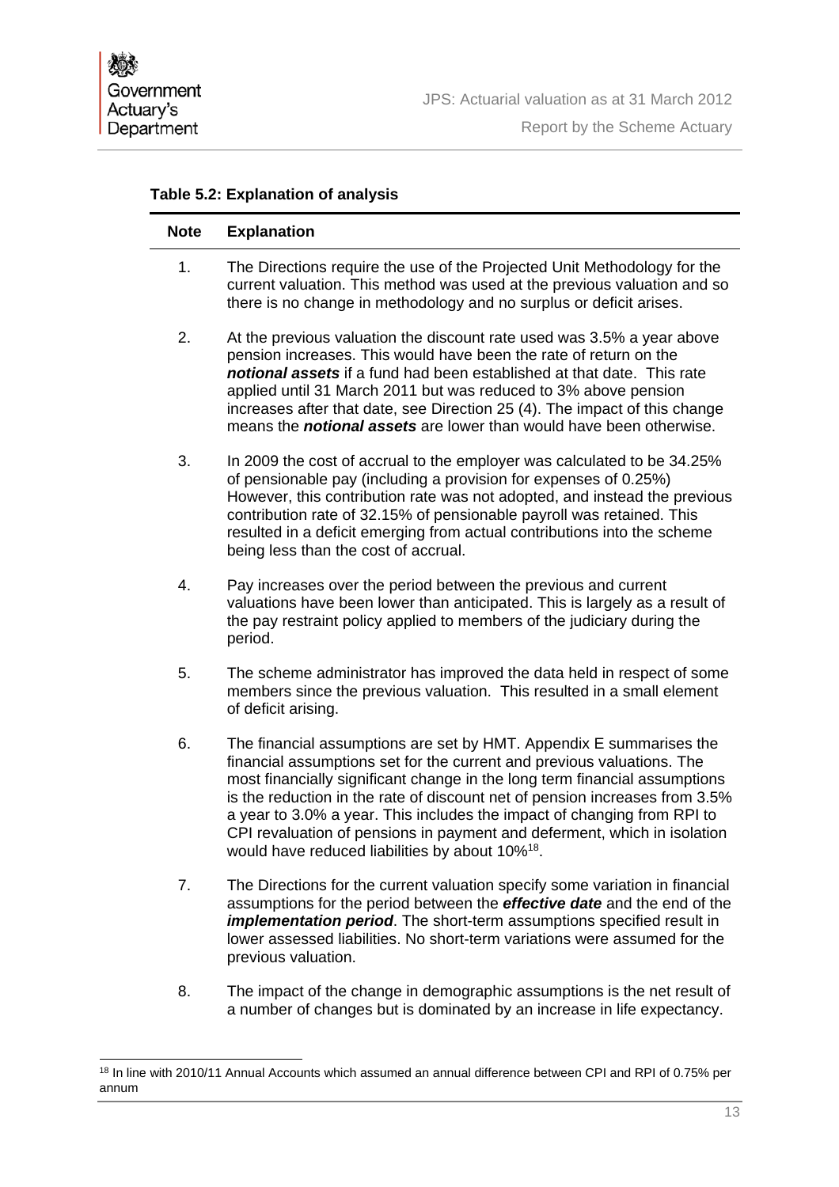**Table 5.2: Explanation of analysis**

| Note | Explanation |
| --- | --- |
| 1. | The Directions require the use of the Projected Unit Methodology for the current valuation. This method was used at the previous valuation and so there is no change in methodology and no surplus or deficit arises. |
| 2. | At the previous valuation the discount rate used was 3.5% a year above pension increases. This would have been the rate of return on the ***notional assets*** if a fund had been established at that date. This rate applied until 31 March 2011 but was reduced to 3% above pension increases after that date, see Direction 25 (4). The impact of this change means the ***notional assets*** are lower than would have been otherwise. |
| 3. | In 2009 the cost of accrual to the employer was calculated to be 34.25% of pensionable pay (including a provision for expenses of 0.25%) However, this contribution rate was not adopted, and instead the previous contribution rate of 32.15% of pensionable payroll was retained. This resulted in a deficit emerging from actual contributions into the scheme being less than the cost of accrual. |
| 4. | Pay increases over the period between the previous and current valuations have been lower than anticipated. This is largely as a result of the pay restraint policy applied to members of the judiciary during the period. |
| 5. | The scheme administrator has improved the data held in respect of some members since the previous valuation. This resulted in a small element of deficit arising. |
| 6. | The financial assumptions are set by HMT. Appendix E summarises the financial assumptions set for the current and previous valuations. The most financially significant change in the long term financial assumptions is the reduction in the rate of discount net of pension increases from 3.5% a year to 3.0% a year. This includes the impact of changing from RPI to CPI revaluation of pensions in payment and deferment, which in isolation would have reduced liabilities by about 10%[18]. |
| 7. | The Directions for the current valuation specify some variation in financial assumptions for the period between the ***effective date*** and the end of the ***implementation period***. The short-term assumptions specified result in lower assessed liabilities. No short-term variations were assumed for the previous valuation. |
| 8. | The impact of the change in demographic assumptions is the net result of a number of changes but is dominated by an increase in life expectancy. |

[18] In line with 2010/11 Annual Accounts which assumed an annual difference between CPI and RPI of 0.75% per annum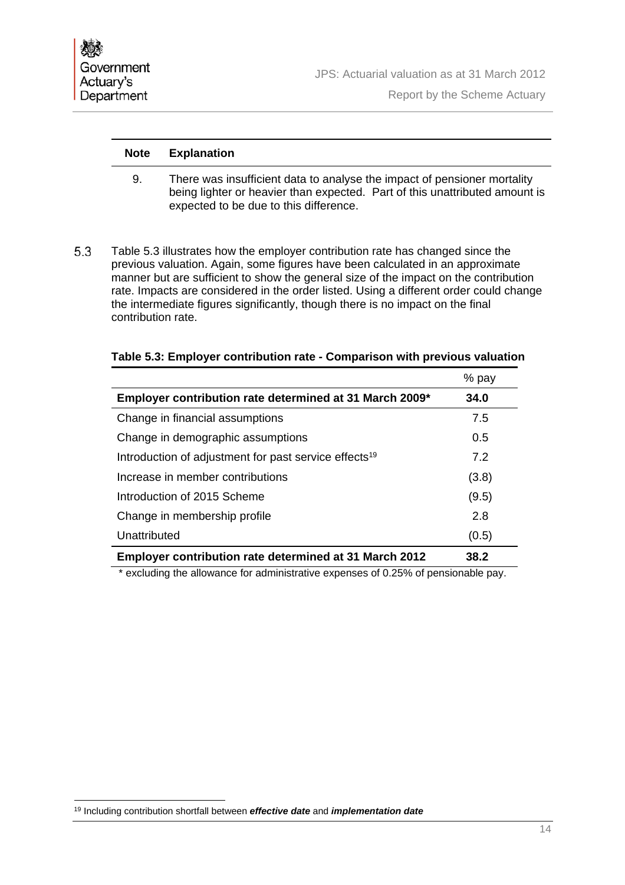| Note | Explanation |
|---|---|
| 9. | There was insufficient data to analyse the impact of pensioner mortality being lighter or heavier than expected. Part of this unattributed amount is expected to be due to this difference. |

5.3 Table 5.3 illustrates how the employer contribution rate has changed since the previous valuation. Again, some figures have been calculated in an approximate manner but are sufficient to show the general size of the impact on the contribution rate. Impacts are considered in the order listed. Using a different order could change the intermediate figures significantly, though there is no impact on the final contribution rate.

**Table 5.3: Employer contribution rate - Comparison with previous valuation**

| | % pay |
|---|---|
| **Employer contribution rate determined at 31 March 2009*** | **34.0** |
| Change in financial assumptions | 7.5 |
| Change in demographic assumptions | 0.5 |
| Introduction of adjustment for past service effects[19] | 7.2 |
| Increase in member contributions | (3.8) |
| Introduction of 2015 Scheme | (9.5) |
| Change in membership profile | 2.8 |
| Unattributed | (0.5) |
| **Employer contribution rate determined at 31 March 2012** | **38.2** |

* excluding the allowance for administrative expenses of 0.25% of pensionable pay.

[19] Including contribution shortfall between ***effective date*** and ***implementation date***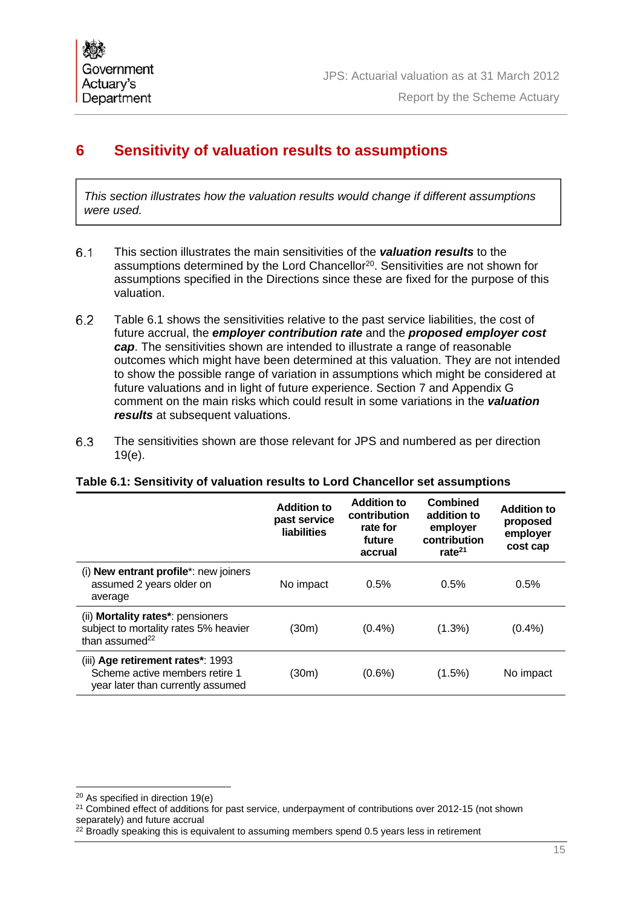## 6 Sensitivity of valuation results to assumptions

*This section illustrates how the valuation results would change if different assumptions were used.*

6.1 This section illustrates the main sensitivities of the ***valuation results*** to the assumptions determined by the Lord Chancellor[20]. Sensitivities are not shown for assumptions specified in the Directions since these are fixed for the purpose of this valuation.

6.2 Table 6.1 shows the sensitivities relative to the past service liabilities, the cost of future accrual, the ***employer contribution rate*** and the ***proposed employer cost cap***. The sensitivities shown are intended to illustrate a range of reasonable outcomes which might have been determined at this valuation. They are not intended to show the possible range of variation in assumptions which might be considered at future valuations and in light of future experience. Section 7 and Appendix G comment on the main risks which could result in some variations in the ***valuation results*** at subsequent valuations.

6.3 The sensitivities shown are those relevant for JPS and numbered as per direction 19(e).

**Table 6.1: Sensitivity of valuation results to Lord Chancellor set assumptions**

| | Addition to past service liabilities | Addition to contribution rate for future accrual | Combined addition to employer contribution rate[21] | Addition to proposed employer cost cap |
|---|---|---|---|---|
| (i) **New entrant profile***: new joiners assumed 2 years older on average | No impact | 0.5% | 0.5% | 0.5% |
| (ii) **Mortality rates***: pensioners subject to mortality rates 5% heavier than assumed[22] | (30m) | (0.4%) | (1.3%) | (0.4%) |
| (iii) **Age retirement rates***: 1993 Scheme active members retire 1 year later than currently assumed | (30m) | (0.6%) | (1.5%) | No impact |

[20] As specified in direction 19(e)

[21] Combined effect of additions for past service, underpayment of contributions over 2012-15 (not shown separately) and future accrual

[22] Broadly speaking this is equivalent to assuming members spend 0.5 years less in retirement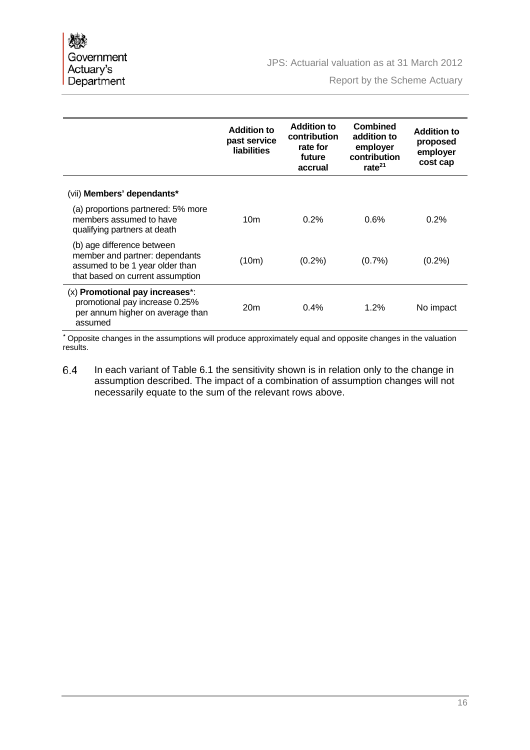| | Addition to past service liabilities | Addition to contribution rate for future accrual | Combined addition to employer contribution rate[21] | Addition to proposed employer cost cap |
|---|---|---|---|---|
| (vii) **Members' dependants*** | | | | |
| (a) proportions partnered: 5% more members assumed to have qualifying partners at death | 10m | 0.2% | 0.6% | 0.2% |
| (b) age difference between member and partner: dependants assumed to be 1 year older than that based on current assumption | (10m) | (0.2%) | (0.7%) | (0.2%) |
| (x) **Promotional pay increases***: promotional pay increase 0.25% per annum higher on average than assumed | 20m | 0.4% | 1.2% | No impact |

* Opposite changes in the assumptions will produce approximately equal and opposite changes in the valuation results.

6.4 In each variant of Table 6.1 the sensitivity shown is in relation only to the change in assumption described. The impact of a combination of assumption changes will not necessarily equate to the sum of the relevant rows above.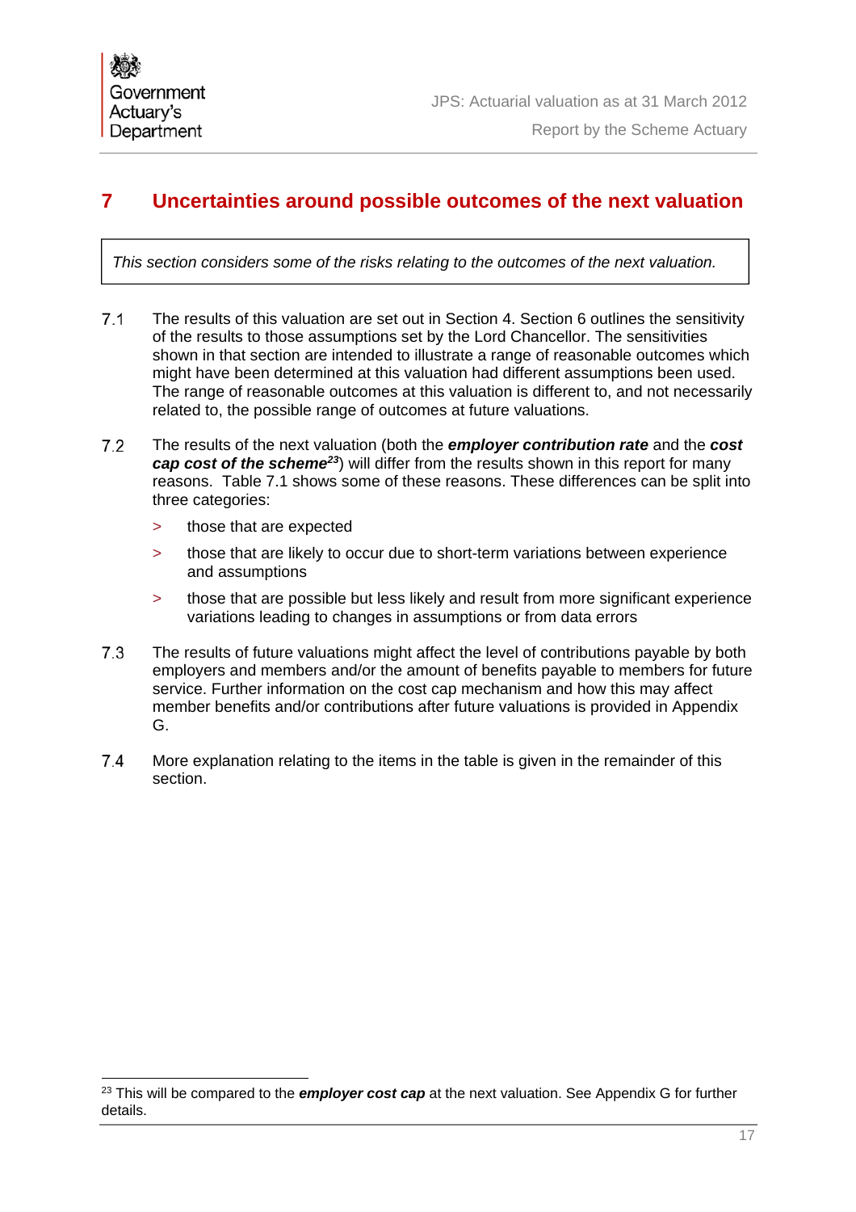# 7 Uncertainties around possible outcomes of the next valuation

*This section considers some of the risks relating to the outcomes of the next valuation.*

7.1 The results of this valuation are set out in Section 4. Section 6 outlines the sensitivity of the results to those assumptions set by the Lord Chancellor. The sensitivities shown in that section are intended to illustrate a range of reasonable outcomes which might have been determined at this valuation had different assumptions been used. The range of reasonable outcomes at this valuation is different to, and not necessarily related to, the possible range of outcomes at future valuations.

7.2 The results of the next valuation (both the ***employer contribution rate*** and the ***cost cap cost of the scheme***[23]) will differ from the results shown in this report for many reasons. Table 7.1 shows some of these reasons. These differences can be split into three categories:

> those that are expected

> those that are likely to occur due to short-term variations between experience and assumptions

> those that are possible but less likely and result from more significant experience variations leading to changes in assumptions or from data errors

7.3 The results of future valuations might affect the level of contributions payable by both employers and members and/or the amount of benefits payable to members for future service. Further information on the cost cap mechanism and how this may affect member benefits and/or contributions after future valuations is provided in Appendix G.

7.4 More explanation relating to the items in the table is given in the remainder of this section.

[23] This will be compared to the ***employer cost cap*** at the next valuation. See Appendix G for further details.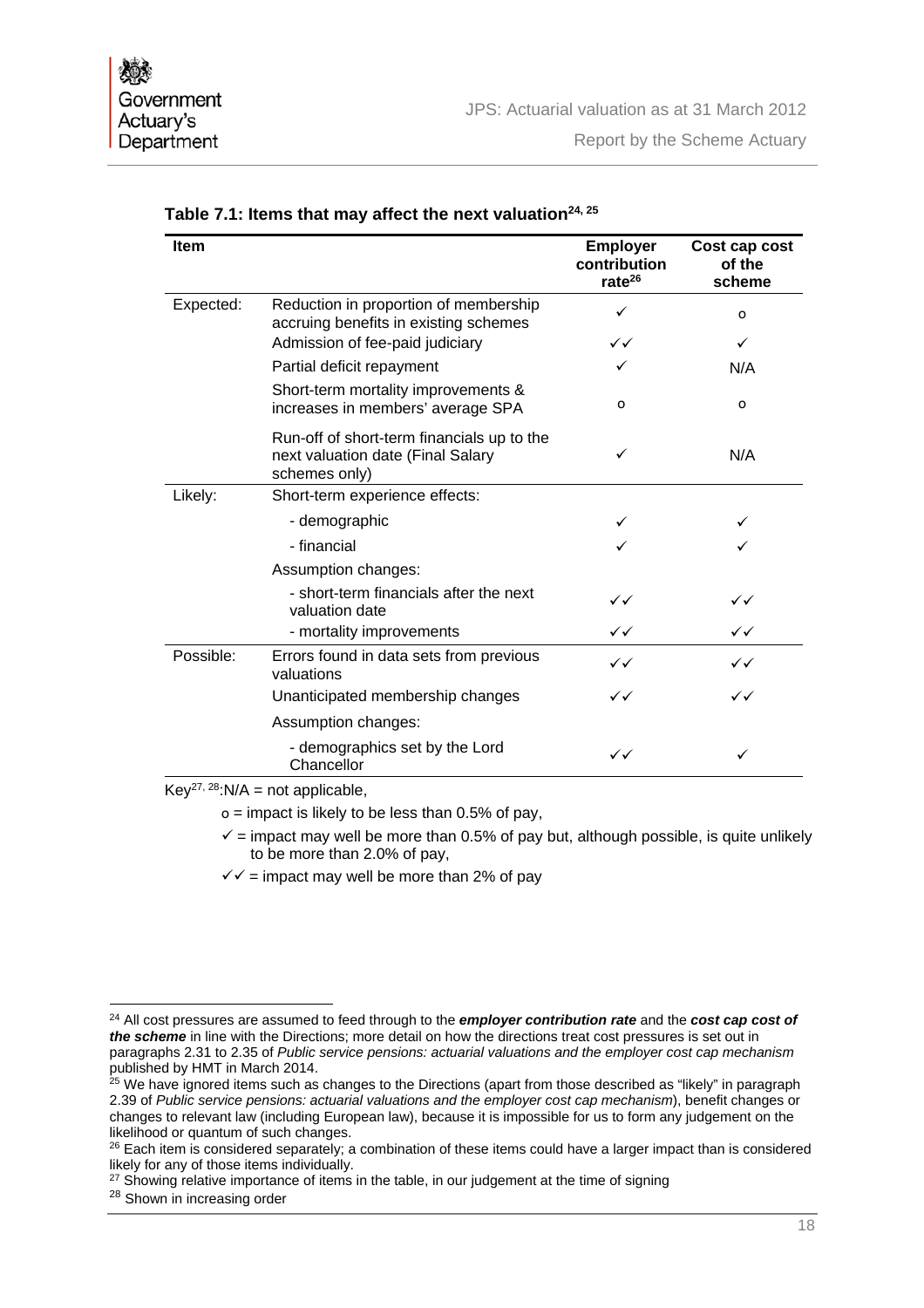### Table 7.1: Items that may affect the next valuation[24, 25]

| Item | | Employer contribution rate[26] | Cost cap cost of the scheme |
|---|---|---|---|
| Expected: | Reduction in proportion of membership accruing benefits in existing schemes | ✓ | o |
| | Admission of fee-paid judiciary | ✓✓ | ✓ |
| | Partial deficit repayment | ✓ | N/A |
| | Short-term mortality improvements & increases in members' average SPA | o | o |
| | Run-off of short-term financials up to the next valuation date (Final Salary schemes only) | ✓ | N/A |
| Likely: | Short-term experience effects: | | |
| | - demographic | ✓ | ✓ |
| | - financial | ✓ | ✓ |
| | Assumption changes: | | |
| | - short-term financials after the next valuation date | ✓✓ | ✓✓ |
| | - mortality improvements | ✓✓ | ✓✓ |
| Possible: | Errors found in data sets from previous valuations | ✓✓ | ✓✓ |
| | Unanticipated membership changes | ✓✓ | ✓✓ |
| | Assumption changes: | | |
| | - demographics set by the Lord Chancellor | ✓✓ | ✓ |

Key[27, 28]:N/A = not applicable,

o = impact is likely to be less than 0.5% of pay,

✓ = impact may well be more than 0.5% of pay but, although possible, is quite unlikely to be more than 2.0% of pay,

✓✓ = impact may well be more than 2% of pay

---

[24] All cost pressures are assumed to feed through to the ***employer contribution rate*** and the ***cost cap cost of the scheme*** in line with the Directions; more detail on how the directions treat cost pressures is set out in paragraphs 2.31 to 2.35 of *Public service pensions: actuarial valuations and the employer cost cap mechanism* published by HMT in March 2014.

[25] We have ignored items such as changes to the Directions (apart from those described as "likely" in paragraph 2.39 of *Public service pensions: actuarial valuations and the employer cost cap mechanism*), benefit changes or changes to relevant law (including European law), because it is impossible for us to form any judgement on the likelihood or quantum of such changes.

[26] Each item is considered separately; a combination of these items could have a larger impact than is considered likely for any of those items individually.

[27] Showing relative importance of items in the table, in our judgement at the time of signing

[28] Shown in increasing order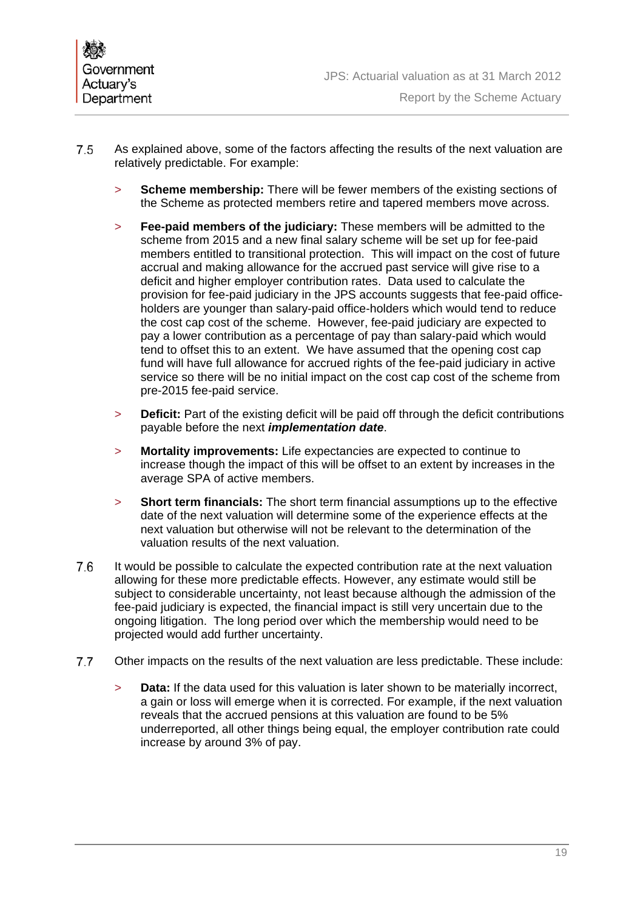7.5 As explained above, some of the factors affecting the results of the next valuation are relatively predictable. For example:

> **Scheme membership:** There will be fewer members of the existing sections of the Scheme as protected members retire and tapered members move across.

> **Fee-paid members of the judiciary:** These members will be admitted to the scheme from 2015 and a new final salary scheme will be set up for fee-paid members entitled to transitional protection. This will impact on the cost of future accrual and making allowance for the accrued past service will give rise to a deficit and higher employer contribution rates. Data used to calculate the provision for fee-paid judiciary in the JPS accounts suggests that fee-paid office-holders are younger than salary-paid office-holders which would tend to reduce the cost cap cost of the scheme. However, fee-paid judiciary are expected to pay a lower contribution as a percentage of pay than salary-paid which would tend to offset this to an extent. We have assumed that the opening cost cap fund will have full allowance for accrued rights of the fee-paid judiciary in active service so there will be no initial impact on the cost cap cost of the scheme from pre-2015 fee-paid service.

> **Deficit:** Part of the existing deficit will be paid off through the deficit contributions payable before the next ***implementation date***.

> **Mortality improvements:** Life expectancies are expected to continue to increase though the impact of this will be offset to an extent by increases in the average SPA of active members.

> **Short term financials:** The short term financial assumptions up to the effective date of the next valuation will determine some of the experience effects at the next valuation but otherwise will not be relevant to the determination of the valuation results of the next valuation.

7.6 It would be possible to calculate the expected contribution rate at the next valuation allowing for these more predictable effects. However, any estimate would still be subject to considerable uncertainty, not least because although the admission of the fee-paid judiciary is expected, the financial impact is still very uncertain due to the ongoing litigation. The long period over which the membership would need to be projected would add further uncertainty.

7.7 Other impacts on the results of the next valuation are less predictable. These include:

> **Data:** If the data used for this valuation is later shown to be materially incorrect, a gain or loss will emerge when it is corrected. For example, if the next valuation reveals that the accrued pensions at this valuation are found to be 5% underreported, all other things being equal, the employer contribution rate could increase by around 3% of pay.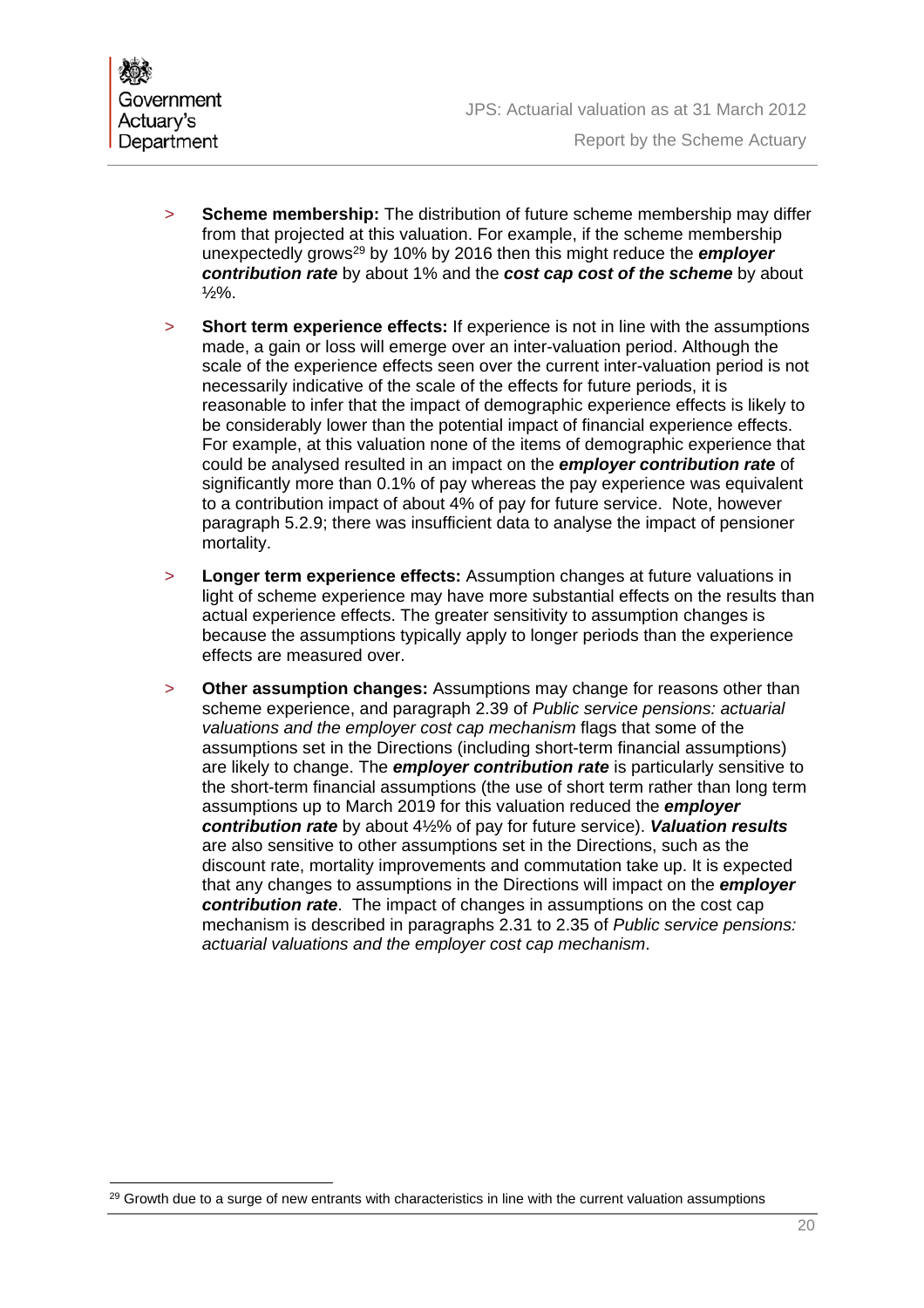- **Scheme membership:** The distribution of future scheme membership may differ from that projected at this valuation. For example, if the scheme membership unexpectedly grows[29] by 10% by 2016 then this might reduce the ***employer contribution rate*** by about 1% and the ***cost cap cost of the scheme*** by about ½%.

- **Short term experience effects:** If experience is not in line with the assumptions made, a gain or loss will emerge over an inter-valuation period. Although the scale of the experience effects seen over the current inter-valuation period is not necessarily indicative of the scale of the effects for future periods, it is reasonable to infer that the impact of demographic experience effects is likely to be considerably lower than the potential impact of financial experience effects. For example, at this valuation none of the items of demographic experience that could be analysed resulted in an impact on the ***employer contribution rate*** of significantly more than 0.1% of pay whereas the pay experience was equivalent to a contribution impact of about 4% of pay for future service. Note, however paragraph 5.2.9; there was insufficient data to analyse the impact of pensioner mortality.

- **Longer term experience effects:** Assumption changes at future valuations in light of scheme experience may have more substantial effects on the results than actual experience effects. The greater sensitivity to assumption changes is because the assumptions typically apply to longer periods than the experience effects are measured over.

- **Other assumption changes:** Assumptions may change for reasons other than scheme experience, and paragraph 2.39 of *Public service pensions: actuarial valuations and the employer cost cap mechanism* flags that some of the assumptions set in the Directions (including short-term financial assumptions) are likely to change. The ***employer contribution rate*** is particularly sensitive to the short-term financial assumptions (the use of short term rather than long term assumptions up to March 2019 for this valuation reduced the ***employer contribution rate*** by about 4½% of pay for future service). ***Valuation results*** are also sensitive to other assumptions set in the Directions, such as the discount rate, mortality improvements and commutation take up. It is expected that any changes to assumptions in the Directions will impact on the ***employer contribution rate***. The impact of changes in assumptions on the cost cap mechanism is described in paragraphs 2.31 to 2.35 of *Public service pensions: actuarial valuations and the employer cost cap mechanism*.

[29] Growth due to a surge of new entrants with characteristics in line with the current valuation assumptions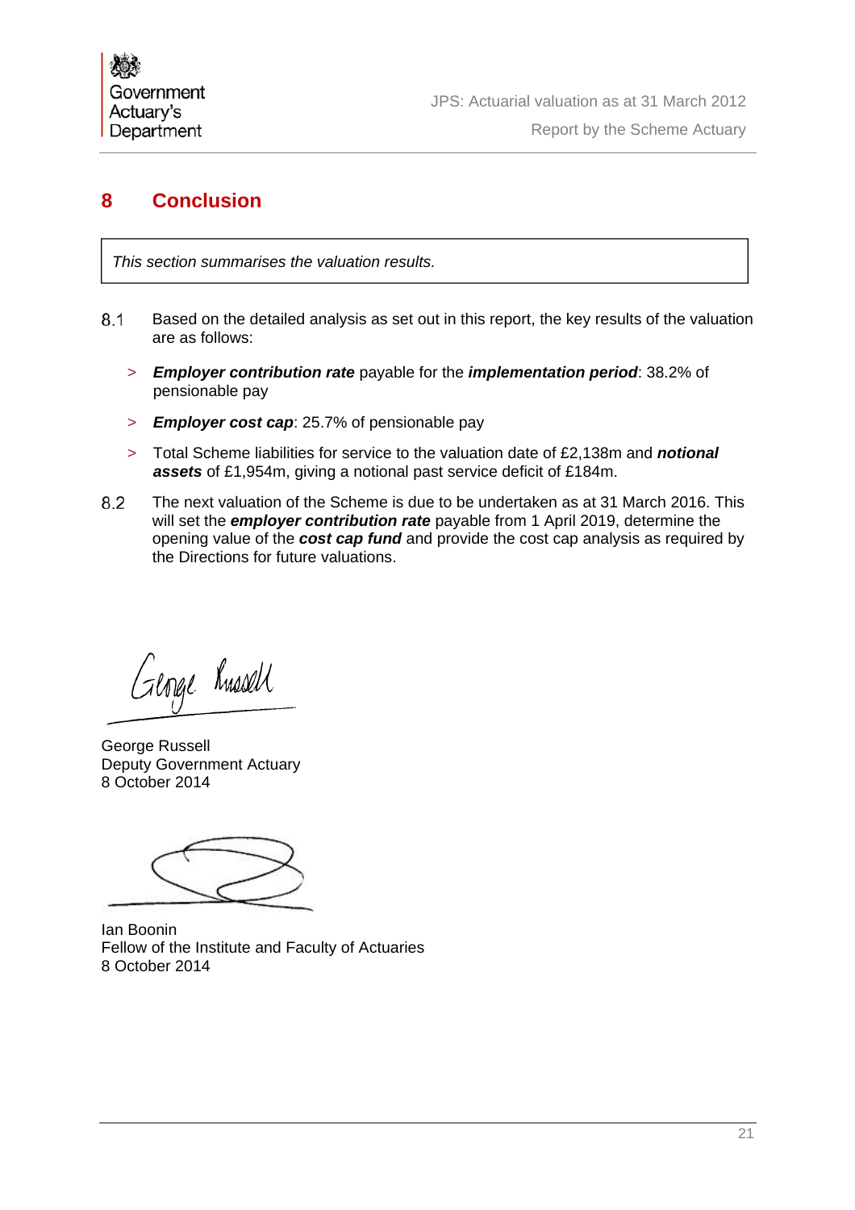## 8 Conclusion

*This section summarises the valuation results.*

8.1 Based on the detailed analysis as set out in this report, the key results of the valuation are as follows:

> ***Employer contribution rate*** payable for the ***implementation period***: 38.2% of pensionable pay

> ***Employer cost cap***: 25.7% of pensionable pay

> Total Scheme liabilities for service to the valuation date of £2,138m and ***notional assets*** of £1,954m, giving a notional past service deficit of £184m.

8.2 The next valuation of the Scheme is due to be undertaken as at 31 March 2016. This will set the ***employer contribution rate*** payable from 1 April 2019, determine the opening value of the ***cost cap fund*** and provide the cost cap analysis as required by the Directions for future valuations.

George Russell
Deputy Government Actuary
8 October 2014

Ian Boonin
Fellow of the Institute and Faculty of Actuaries
8 October 2014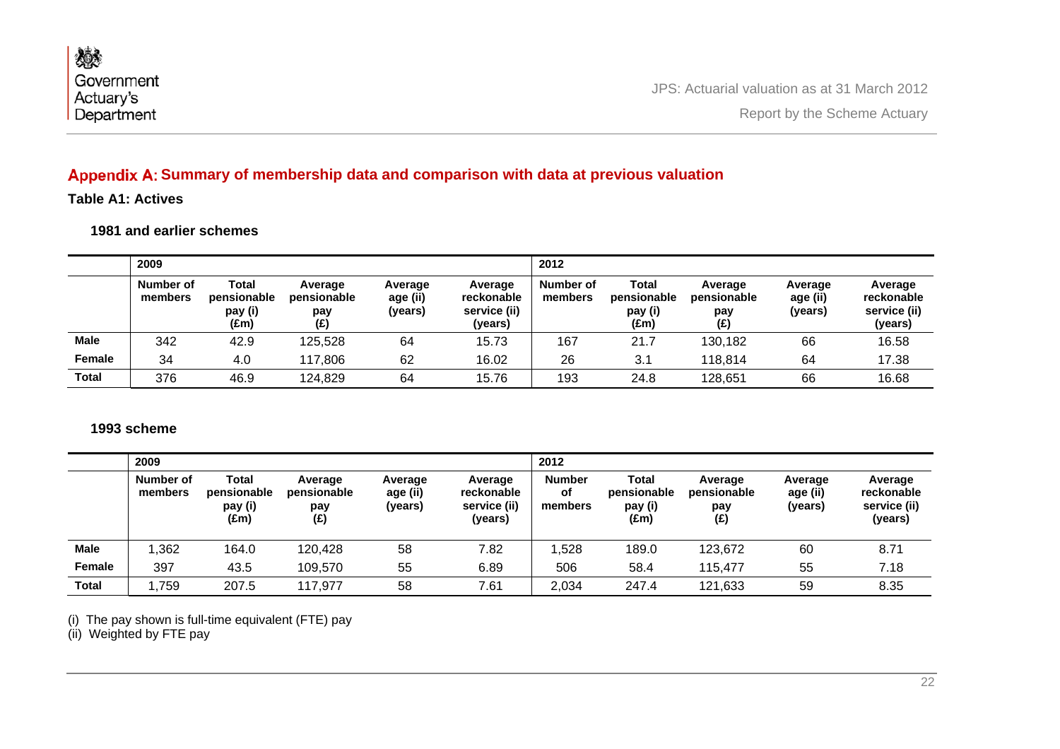## Appendix A: Summary of membership data and comparison with data at previous valuation

### Table A1: Actives

#### 1981 and earlier schemes

| | 2009 | | | | | 2012 | | | | |
|---|---|---|---|---|---|---|---|---|---|---|
| | Number of members | Total pensionable pay (i) (£m) | Average pensionable pay (£) | Average age (ii) (years) | Average reckonable service (ii) (years) | Number of members | Total pensionable pay (i) (£m) | Average pensionable pay (£) | Average age (ii) (years) | Average reckonable service (ii) (years) |
| **Male** | 342 | 42.9 | 125,528 | 64 | 15.73 | 167 | 21.7 | 130,182 | 66 | 16.58 |
| **Female** | 34 | 4.0 | 117,806 | 62 | 16.02 | 26 | 3.1 | 118,814 | 64 | 17.38 |
| **Total** | 376 | 46.9 | 124,829 | 64 | 15.76 | 193 | 24.8 | 128,651 | 66 | 16.68 |

#### 1993 scheme

| | 2009 | | | | | 2012 | | | | |
|---|---|---|---|---|---|---|---|---|---|---|
| | Number of members | Total pensionable pay (i) (£m) | Average pensionable pay (£) | Average age (ii) (years) | Average reckonable service (ii) (years) | Number of members | Total pensionable pay (i) (£m) | Average pensionable pay (£) | Average age (ii) (years) | Average reckonable service (ii) (years) |
| **Male** | 1,362 | 164.0 | 120,428 | 58 | 7.82 | 1,528 | 189.0 | 123,672 | 60 | 8.71 |
| **Female** | 397 | 43.5 | 109,570 | 55 | 6.89 | 506 | 58.4 | 115,477 | 55 | 7.18 |
| **Total** | 1,759 | 207.5 | 117,977 | 58 | 7.61 | 2,034 | 247.4 | 121,633 | 59 | 8.35 |

(i) The pay shown is full-time equivalent (FTE) pay
(ii) Weighted by FTE pay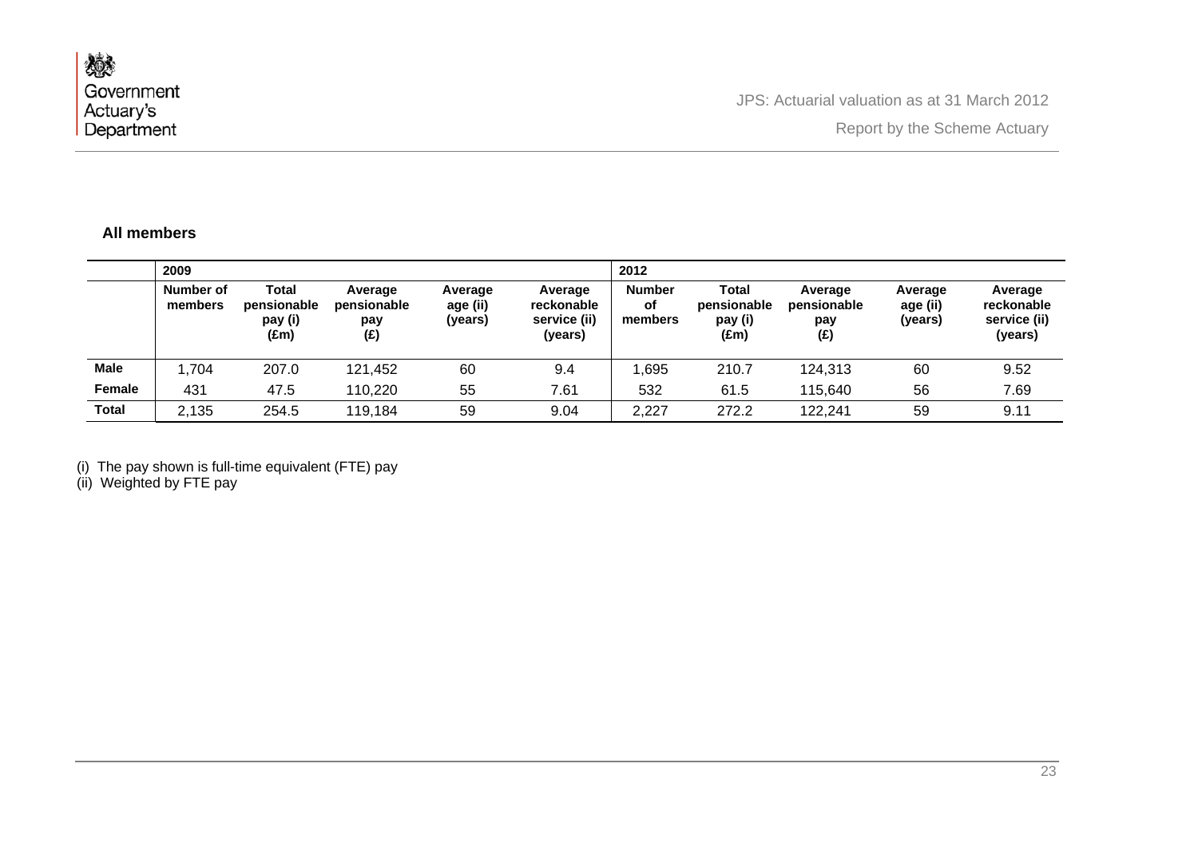### All members

| | 2009 | | | | | 2012 | | | | |
|---|---|---|---|---|---|---|---|---|---|---|
| | Number of members | Total pensionable pay (i) (£m) | Average pensionable pay (£) | Average age (ii) (years) | Average reckonable service (ii) (years) | Number of members | Total pensionable pay (i) (£m) | Average pensionable pay (£) | Average age (ii) (years) | Average reckonable service (ii) (years) |
| **Male** | 1,704 | 207.0 | 121,452 | 60 | 9.4 | 1,695 | 210.7 | 124,313 | 60 | 9.52 |
| **Female** | 431 | 47.5 | 110,220 | 55 | 7.61 | 532 | 61.5 | 115,640 | 56 | 7.69 |
| **Total** | 2,135 | 254.5 | 119,184 | 59 | 9.04 | 2,227 | 272.2 | 122,241 | 59 | 9.11 |

(i) The pay shown is full-time equivalent (FTE) pay
(ii) Weighted by FTE pay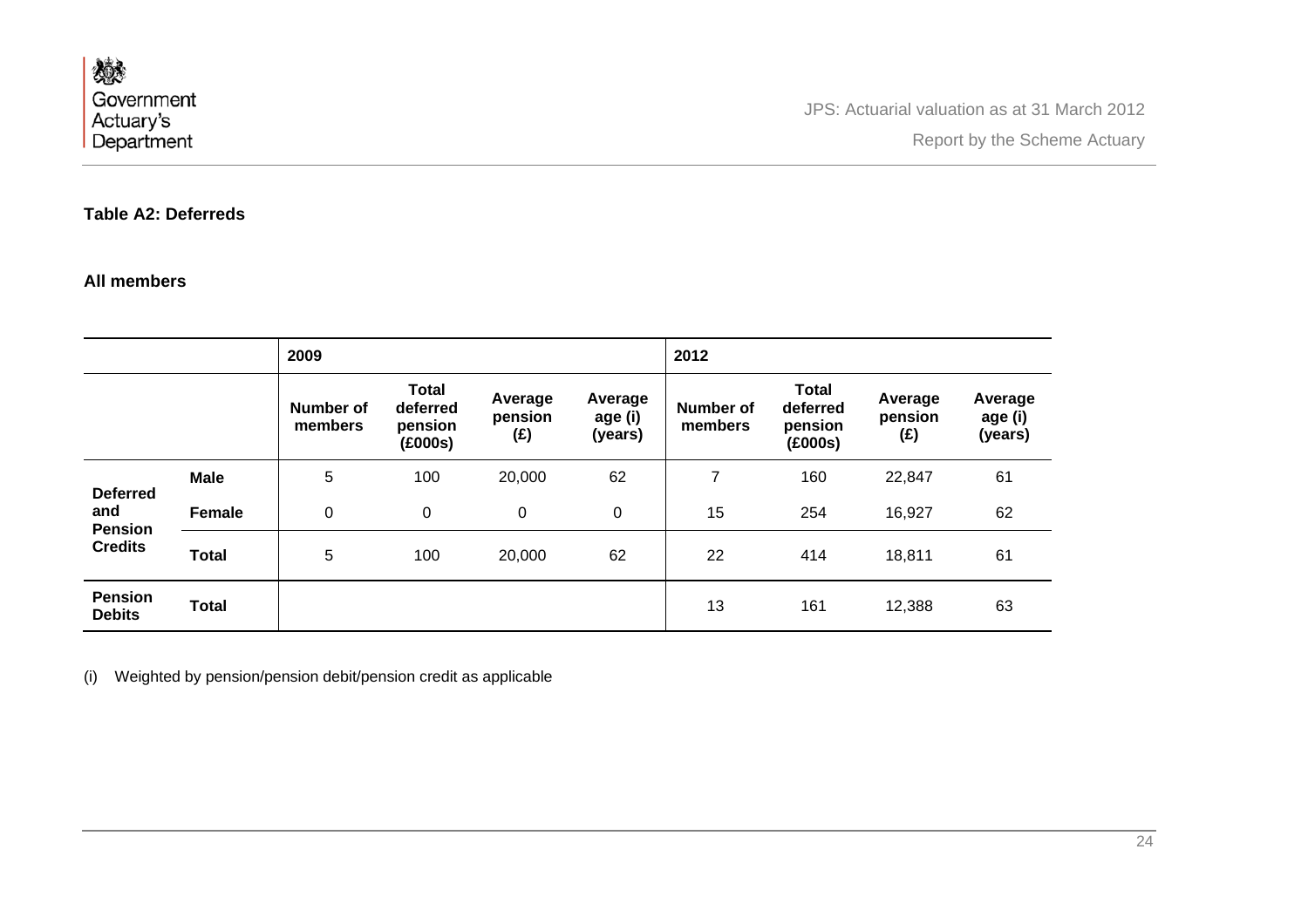**Table A2: Deferreds**

**All members**

| | | 2009 | | | | 2012 | | | |
|---|---|---|---|---|---|---|---|---|---|
| | | **Number of members** | **Total deferred pension (£000s)** | **Average pension (£)** | **Average age (i) (years)** | **Number of members** | **Total deferred pension (£000s)** | **Average pension (£)** | **Average age (i) (years)** |
| **Deferred and Pension Credits** | **Male** | 5 | 100 | 20,000 | 62 | 7 | 160 | 22,847 | 61 |
| | **Female** | 0 | 0 | 0 | 0 | 15 | 254 | 16,927 | 62 |
| | **Total** | 5 | 100 | 20,000 | 62 | 22 | 414 | 18,811 | 61 |
| **Pension Debits** | **Total** | | | | | 13 | 161 | 12,388 | 63 |

(i) Weighted by pension/pension debit/pension credit as applicable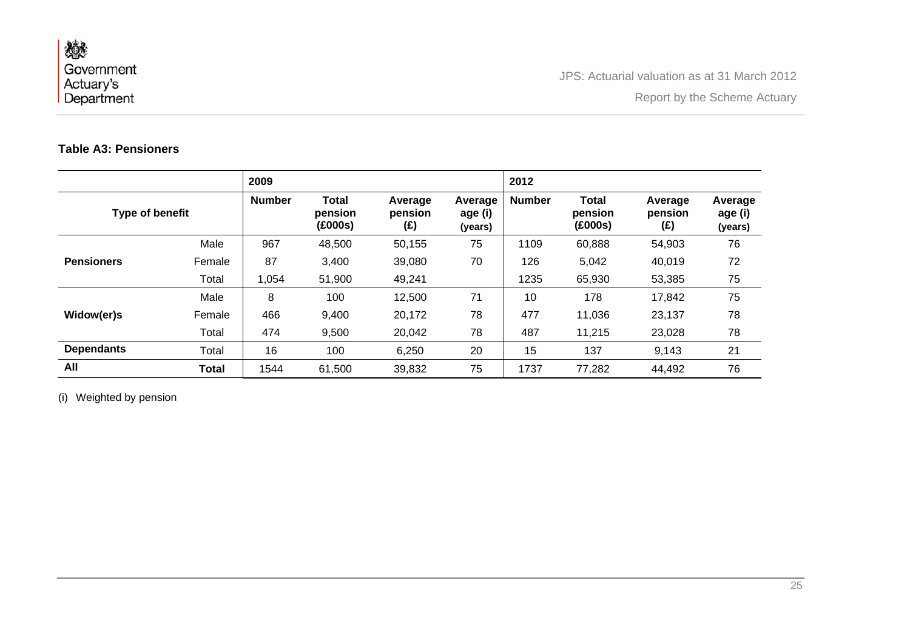**Table A3: Pensioners**

| Type of benefit | | 2009 | | | | 2012 | | | |
|---|---|---|---|---|---|---|---|---|---|
| | | Number | Total pension (£000s) | Average pension (£) | Average age (i) (years) | Number | Total pension (£000s) | Average pension (£) | Average age (i) (years) |
| **Pensioners** | Male | 967 | 48,500 | 50,155 | 75 | 1109 | 60,888 | 54,903 | 76 |
| | Female | 87 | 3,400 | 39,080 | 70 | 126 | 5,042 | 40,019 | 72 |
| | Total | 1,054 | 51,900 | 49,241 | | 1235 | 65,930 | 53,385 | 75 |
| **Widow(er)s** | Male | 8 | 100 | 12,500 | 71 | 10 | 178 | 17,842 | 75 |
| | Female | 466 | 9,400 | 20,172 | 78 | 477 | 11,036 | 23,137 | 78 |
| | Total | 474 | 9,500 | 20,042 | 78 | 487 | 11,215 | 23,028 | 78 |
| **Dependants** | Total | 16 | 100 | 6,250 | 20 | 15 | 137 | 9,143 | 21 |
| **All** | **Total** | 1544 | 61,500 | 39,832 | 75 | 1737 | 77,282 | 44,492 | 76 |

(i) Weighted by pension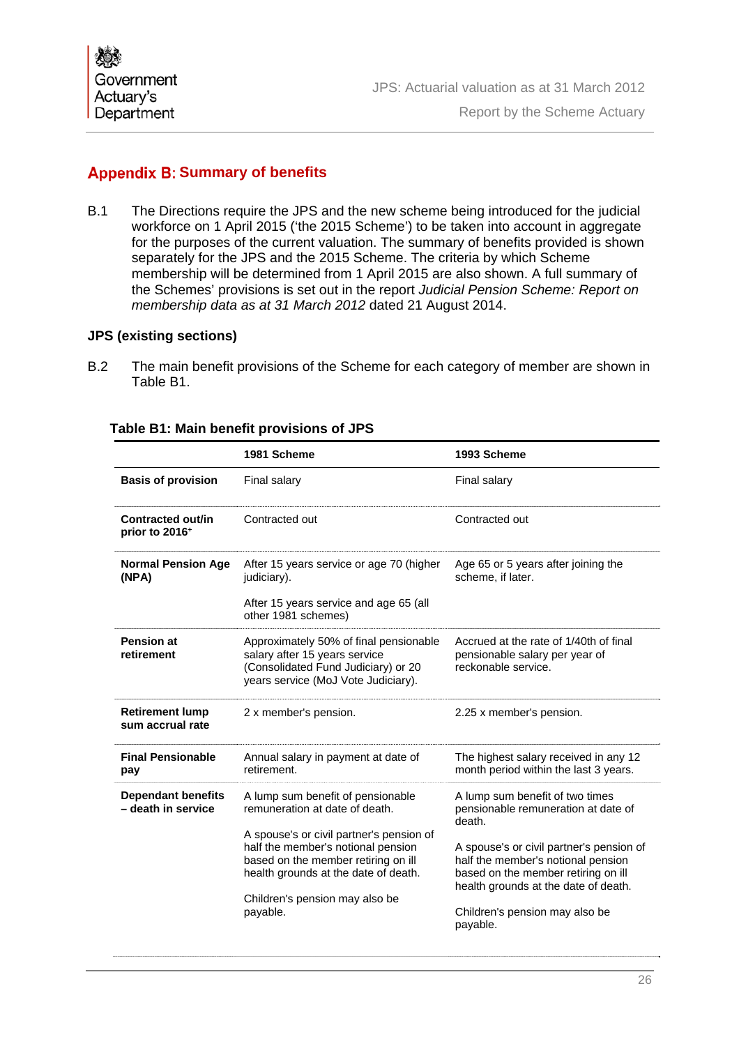## Appendix B: Summary of benefits

B.1 The Directions require the JPS and the new scheme being introduced for the judicial workforce on 1 April 2015 ('the 2015 Scheme') to be taken into account in aggregate for the purposes of the current valuation. The summary of benefits provided is shown separately for the JPS and the 2015 Scheme. The criteria by which Scheme membership will be determined from 1 April 2015 are also shown. A full summary of the Schemes' provisions is set out in the report *Judicial Pension Scheme: Report on membership data as at 31 March 2012* dated 21 August 2014.

### JPS (existing sections)

B.2 The main benefit provisions of the Scheme for each category of member are shown in Table B1.

**Table B1: Main benefit provisions of JPS**

| | 1981 Scheme | 1993 Scheme |
|---|---|---|
| **Basis of provision** | Final salary | Final salary |
| **Contracted out/in prior to 2016⁺** | Contracted out | Contracted out |
| **Normal Pension Age (NPA)** | After 15 years service or age 70 (higher judiciary).<br><br>After 15 years service and age 65 (all other 1981 schemes) | Age 65 or 5 years after joining the scheme, if later. |
| **Pension at retirement** | Approximately 50% of final pensionable salary after 15 years service (Consolidated Fund Judiciary) or 20 years service (MoJ Vote Judiciary). | Accrued at the rate of 1/40th of final pensionable salary per year of reckonable service. |
| **Retirement lump sum accrual rate** | 2 x member's pension. | 2.25 x member's pension. |
| **Final Pensionable pay** | Annual salary in payment at date of retirement. | The highest salary received in any 12 month period within the last 3 years. |
| **Dependant benefits – death in service** | A lump sum benefit of pensionable remuneration at date of death.<br><br>A spouse's or civil partner's pension of half the member's notional pension based on the member retiring on ill health grounds at the date of death.<br><br>Children's pension may also be payable. | A lump sum benefit of two times pensionable remuneration at date of death.<br><br>A spouse's or civil partner's pension of half the member's notional pension based on the member retiring on ill health grounds at the date of death.<br><br>Children's pension may also be payable. |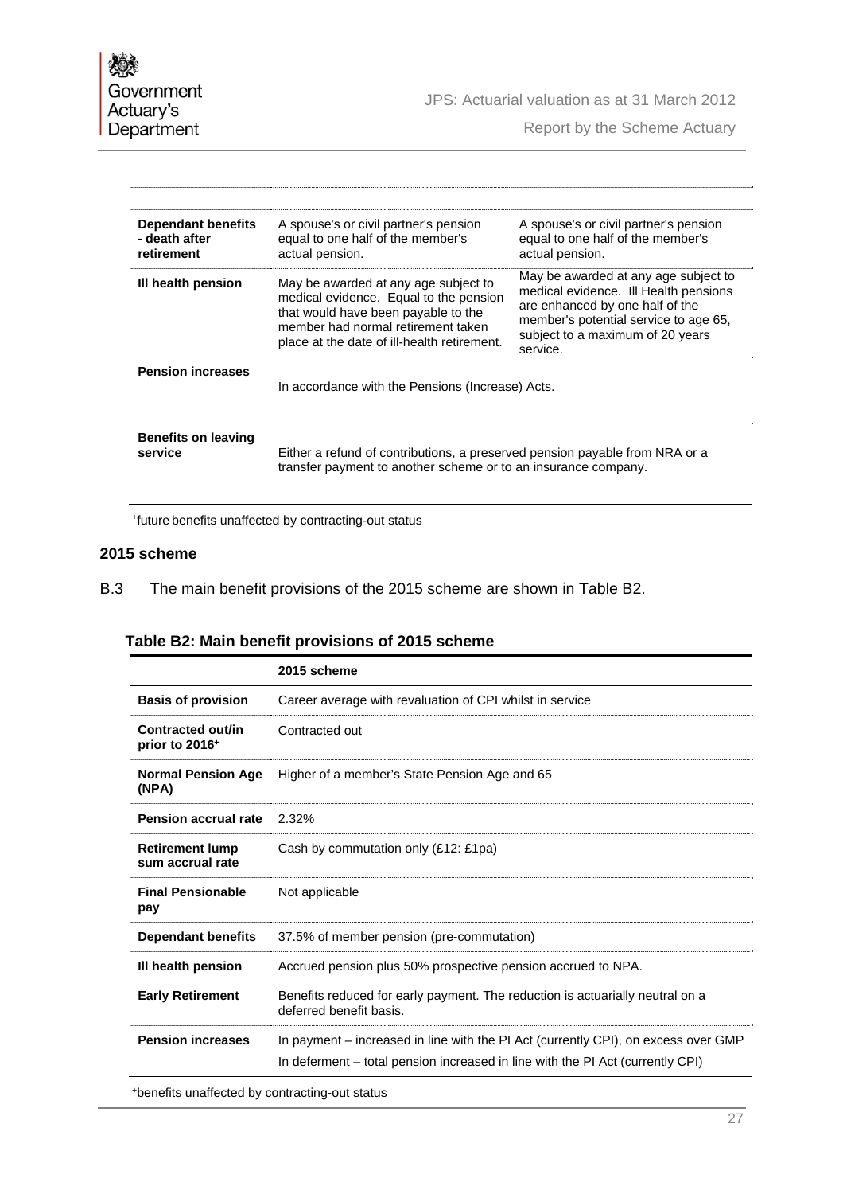| | | |
|---|---|---|
| **Dependant benefits - death after retirement** | A spouse's or civil partner's pension equal to one half of the member's actual pension. | A spouse's or civil partner's pension equal to one half of the member's actual pension. |
| **Ill health pension** | May be awarded at any age subject to medical evidence. Equal to the pension that would have been payable to the member had normal retirement taken place at the date of ill-health retirement. | May be awarded at any age subject to medical evidence. Ill Health pensions are enhanced by one half of the member's potential service to age 65, subject to a maximum of 20 years service. |
| **Pension increases** | In accordance with the Pensions (Increase) Acts. | |
| **Benefits on leaving service** | Either a refund of contributions, a preserved pension payable from NRA or a transfer payment to another scheme or to an insurance company. | |

+future benefits unaffected by contracting-out status

## 2015 scheme

B.3 The main benefit provisions of the 2015 scheme are shown in Table B2.

### Table B2: Main benefit provisions of 2015 scheme

| | 2015 scheme |
|---|---|
| **Basis of provision** | Career average with revaluation of CPI whilst in service |
| **Contracted out/in prior to 2016+** | Contracted out |
| **Normal Pension Age (NPA)** | Higher of a member's State Pension Age and 65 |
| **Pension accrual rate** | 2.32% |
| **Retirement lump sum accrual rate** | Cash by commutation only (£12: £1pa) |
| **Final Pensionable pay** | Not applicable |
| **Dependant benefits** | 37.5% of member pension (pre-commutation) |
| **Ill health pension** | Accrued pension plus 50% prospective pension accrued to NPA. |
| **Early Retirement** | Benefits reduced for early payment. The reduction is actuarially neutral on a deferred benefit basis. |
| **Pension increases** | In payment – increased in line with the PI Act (currently CPI), on excess over GMP<br>In deferment – total pension increased in line with the PI Act (currently CPI) |

+benefits unaffected by contracting-out status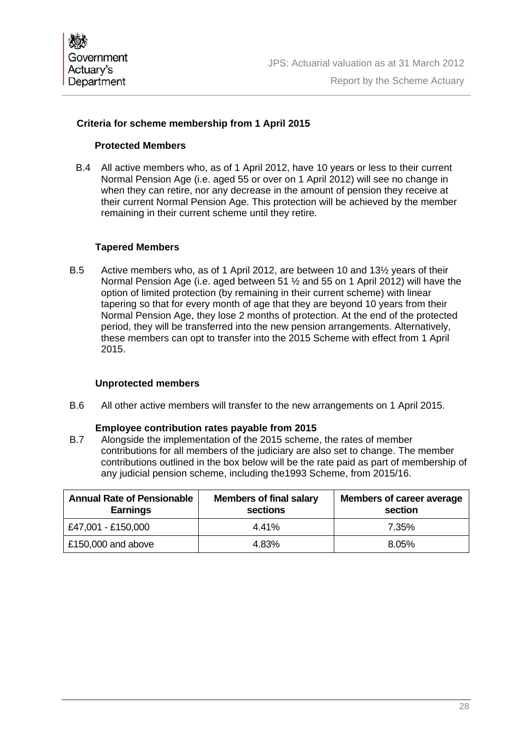### Criteria for scheme membership from 1 April 2015

#### Protected Members

B.4 All active members who, as of 1 April 2012, have 10 years or less to their current Normal Pension Age (i.e. aged 55 or over on 1 April 2012) will see no change in when they can retire, nor any decrease in the amount of pension they receive at their current Normal Pension Age. This protection will be achieved by the member remaining in their current scheme until they retire.

#### Tapered Members

B.5 Active members who, as of 1 April 2012, are between 10 and 13½ years of their Normal Pension Age (i.e. aged between 51 ½ and 55 on 1 April 2012) will have the option of limited protection (by remaining in their current scheme) with linear tapering so that for every month of age that they are beyond 10 years from their Normal Pension Age, they lose 2 months of protection. At the end of the protected period, they will be transferred into the new pension arrangements. Alternatively, these members can opt to transfer into the 2015 Scheme with effect from 1 April 2015.

#### Unprotected members

B.6 All other active members will transfer to the new arrangements on 1 April 2015.

#### Employee contribution rates payable from 2015

B.7 Alongside the implementation of the 2015 scheme, the rates of member contributions for all members of the judiciary are also set to change. The member contributions outlined in the box below will be the rate paid as part of membership of any judicial pension scheme, including the1993 Scheme, from 2015/16.

| Annual Rate of Pensionable Earnings | Members of final salary sections | Members of career average section |
|---|---|---|
| £47,001 - £150,000 | 4.41% | 7.35% |
| £150,000 and above | 4.83% | 8.05% |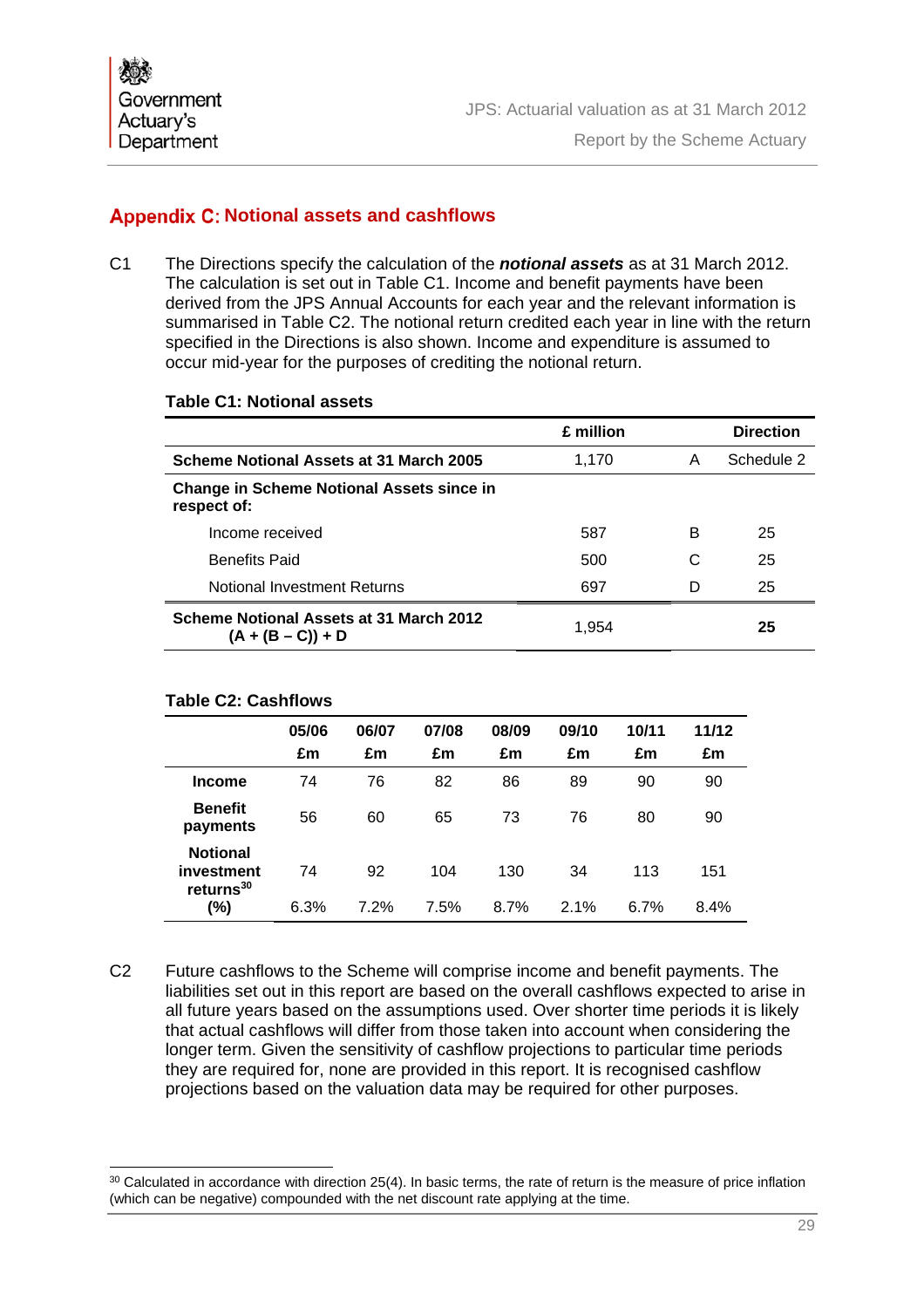## Appendix C: Notional assets and cashflows

C1 The Directions specify the calculation of the ***notional assets*** as at 31 March 2012. The calculation is set out in Table C1. Income and benefit payments have been derived from the JPS Annual Accounts for each year and the relevant information is summarised in Table C2. The notional return credited each year in line with the return specified in the Directions is also shown. Income and expenditure is assumed to occur mid-year for the purposes of crediting the notional return.

**Table C1: Notional assets**

| | **£ million** | | **Direction** |
|---|---|---|---|
| **Scheme Notional Assets at 31 March 2005** | 1,170 | A | Schedule 2 |
| **Change in Scheme Notional Assets since in respect of:** | | | |
| Income received | 587 | B | 25 |
| Benefits Paid | 500 | C | 25 |
| Notional Investment Returns | 697 | D | 25 |
| **Scheme Notional Assets at 31 March 2012 (A + (B – C)) + D** | 1,954 | | **25** |

**Table C2: Cashflows**

| | **05/06 £m** | **06/07 £m** | **07/08 £m** | **08/09 £m** | **09/10 £m** | **10/11 £m** | **11/12 £m** |
|---|---|---|---|---|---|---|---|
| **Income** | 74 | 76 | 82 | 86 | 89 | 90 | 90 |
| **Benefit payments** | 56 | 60 | 65 | 73 | 76 | 80 | 90 |
| **Notional investment returns[30]** | 74 | 92 | 104 | 130 | 34 | 113 | 151 |
| **(%)** | 6.3% | 7.2% | 7.5% | 8.7% | 2.1% | 6.7% | 8.4% |

C2 Future cashflows to the Scheme will comprise income and benefit payments. The liabilities set out in this report are based on the overall cashflows expected to arise in all future years based on the assumptions used. Over shorter time periods it is likely that actual cashflows will differ from those taken into account when considering the longer term. Given the sensitivity of cashflow projections to particular time periods they are required for, none are provided in this report. It is recognised cashflow projections based on the valuation data may be required for other purposes.

[30] Calculated in accordance with direction 25(4). In basic terms, the rate of return is the measure of price inflation (which can be negative) compounded with the net discount rate applying at the time.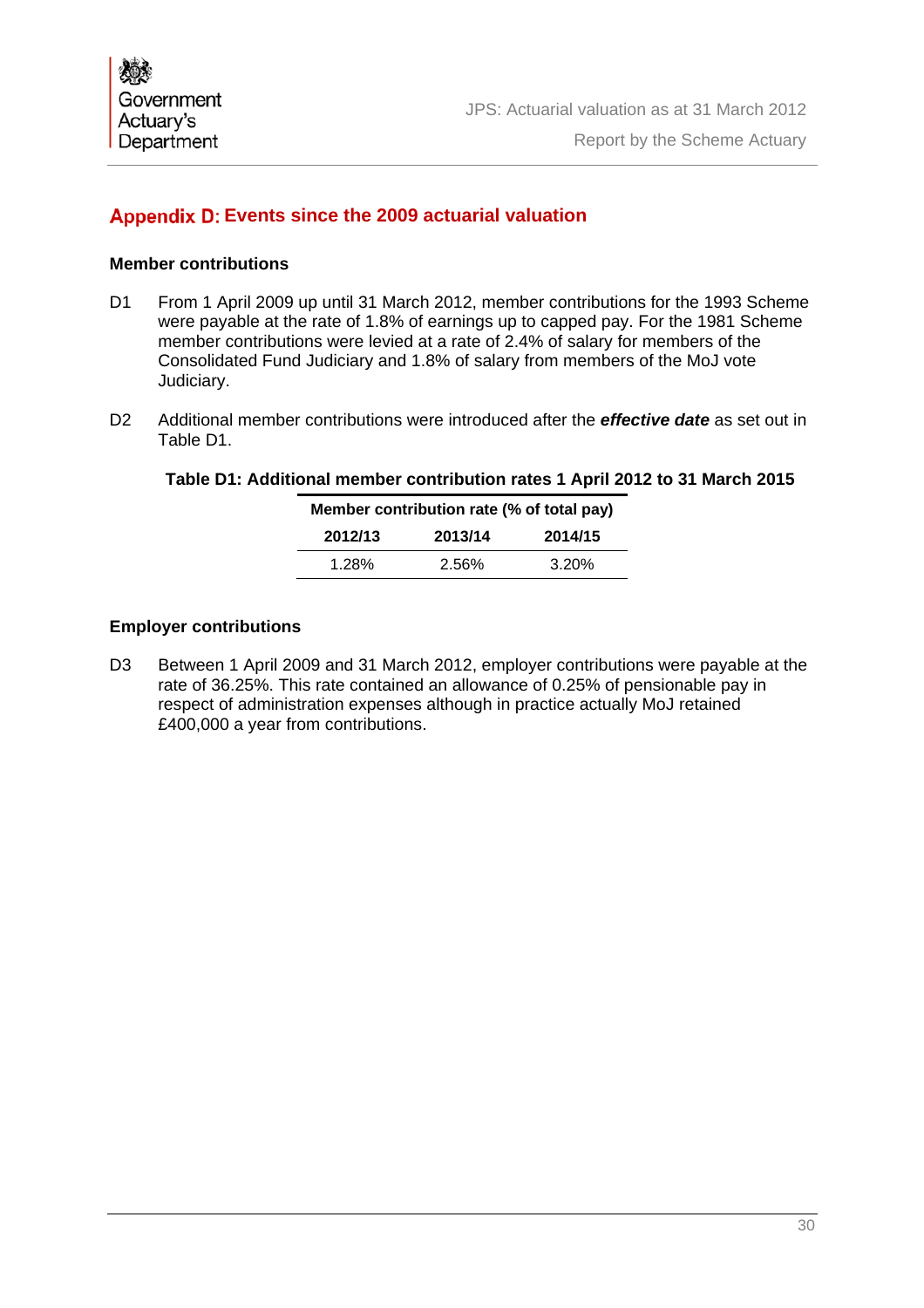## Appendix D: Events since the 2009 actuarial valuation

### Member contributions

D1 From 1 April 2009 up until 31 March 2012, member contributions for the 1993 Scheme were payable at the rate of 1.8% of earnings up to capped pay. For the 1981 Scheme member contributions were levied at a rate of 2.4% of salary for members of the Consolidated Fund Judiciary and 1.8% of salary from members of the MoJ vote Judiciary.

D2 Additional member contributions were introduced after the ***effective date*** as set out in Table D1.

**Table D1: Additional member contribution rates 1 April 2012 to 31 March 2015**

| Member contribution rate (% of total pay) | | |
|---|---|---|
| **2012/13** | **2013/14** | **2014/15** |
| 1.28% | 2.56% | 3.20% |

### Employer contributions

D3 Between 1 April 2009 and 31 March 2012, employer contributions were payable at the rate of 36.25%. This rate contained an allowance of 0.25% of pensionable pay in respect of administration expenses although in practice actually MoJ retained £400,000 a year from contributions.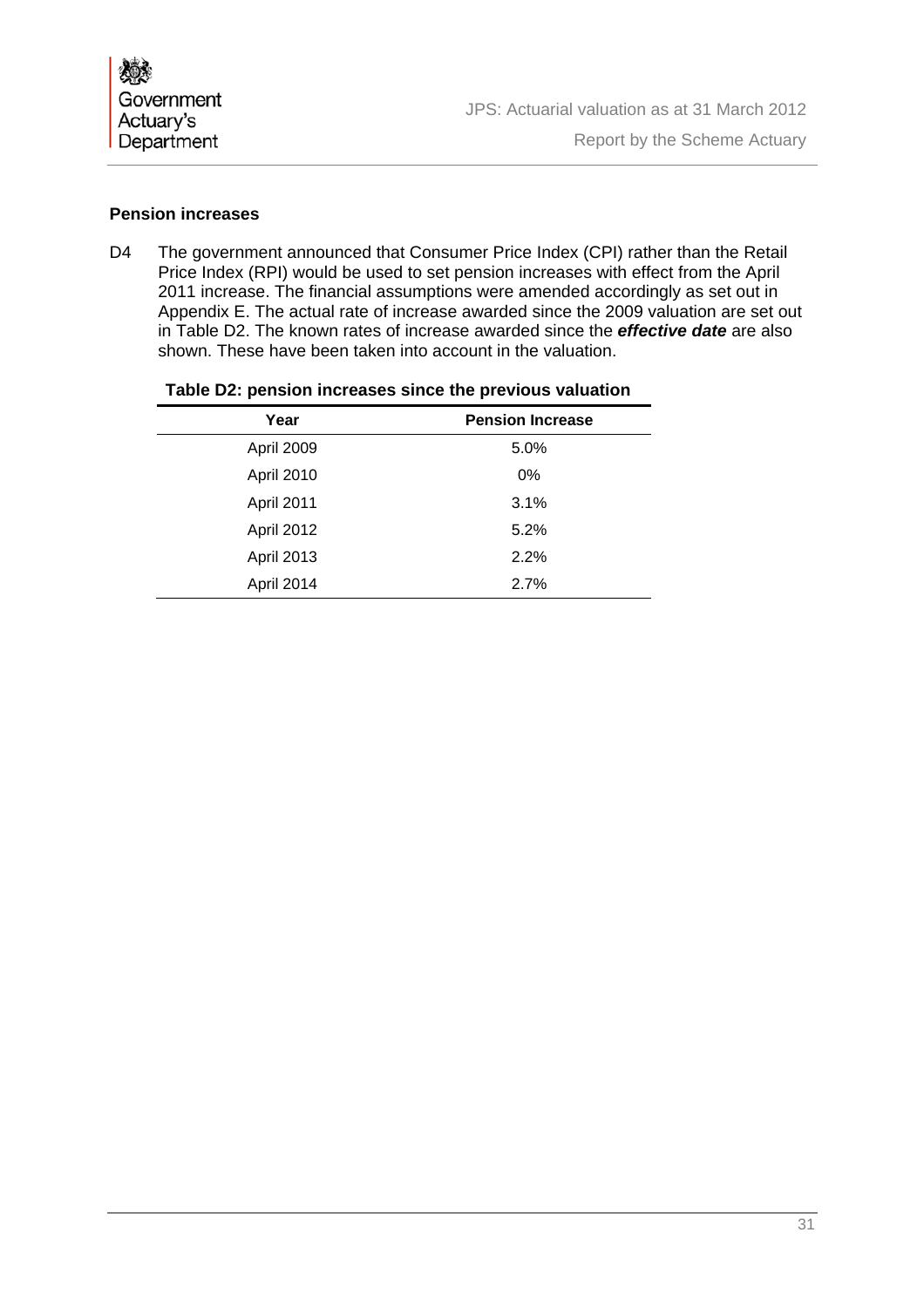### Pension increases

D4 The government announced that Consumer Price Index (CPI) rather than the Retail Price Index (RPI) would be used to set pension increases with effect from the April 2011 increase. The financial assumptions were amended accordingly as set out in Appendix E. The actual rate of increase awarded since the 2009 valuation are set out in Table D2. The known rates of increase awarded since the ***effective date*** are also shown. These have been taken into account in the valuation.

**Table D2: pension increases since the previous valuation**

| Year | Pension Increase |
|---|---|
| April 2009 | 5.0% |
| April 2010 | 0% |
| April 2011 | 3.1% |
| April 2012 | 5.2% |
| April 2013 | 2.2% |
| April 2014 | 2.7% |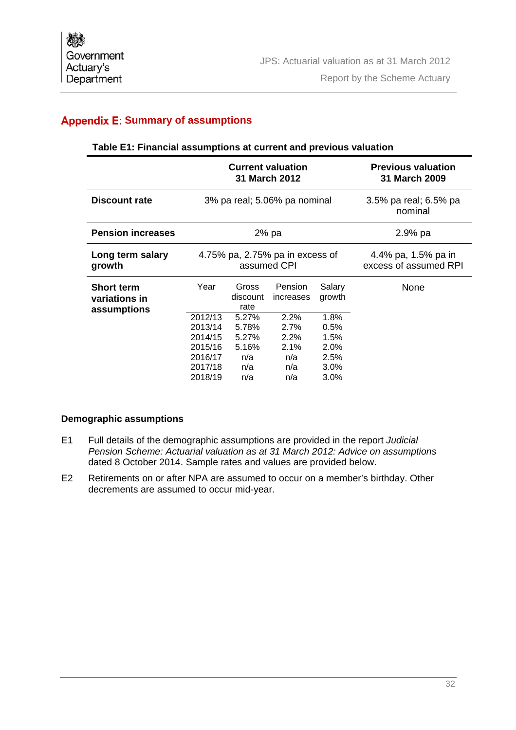## Appendix E: Summary of assumptions

**Table E1: Financial assumptions at current and previous valuation**

| | Current valuation 31 March 2012 | | | | Previous valuation 31 March 2009 |
|---|---|---|---|---|---|
| **Discount rate** | 3% pa real; 5.06% pa nominal | | | | 3.5% pa real; 6.5% pa nominal |
| **Pension increases** | 2% pa | | | | 2.9% pa |
| **Long term salary growth** | 4.75% pa, 2.75% pa in excess of assumed CPI | | | | 4.4% pa, 1.5% pa in excess of assumed RPI |
| **Short term variations in assumptions** | Year | Gross discount rate | Pension increases | Salary growth | None |
| | 2012/13 | 5.27% | 2.2% | 1.8% | |
| | 2013/14 | 5.78% | 2.7% | 0.5% | |
| | 2014/15 | 5.27% | 2.2% | 1.5% | |
| | 2015/16 | 5.16% | 2.1% | 2.0% | |
| | 2016/17 | n/a | n/a | 2.5% | |
| | 2017/18 | n/a | n/a | 3.0% | |
| | 2018/19 | n/a | n/a | 3.0% | |

**Demographic assumptions**

E1 Full details of the demographic assumptions are provided in the report *Judicial Pension Scheme: Actuarial valuation as at 31 March 2012: Advice on assumptions* dated 8 October 2014. Sample rates and values are provided below.

E2 Retirements on or after NPA are assumed to occur on a member's birthday. Other decrements are assumed to occur mid-year.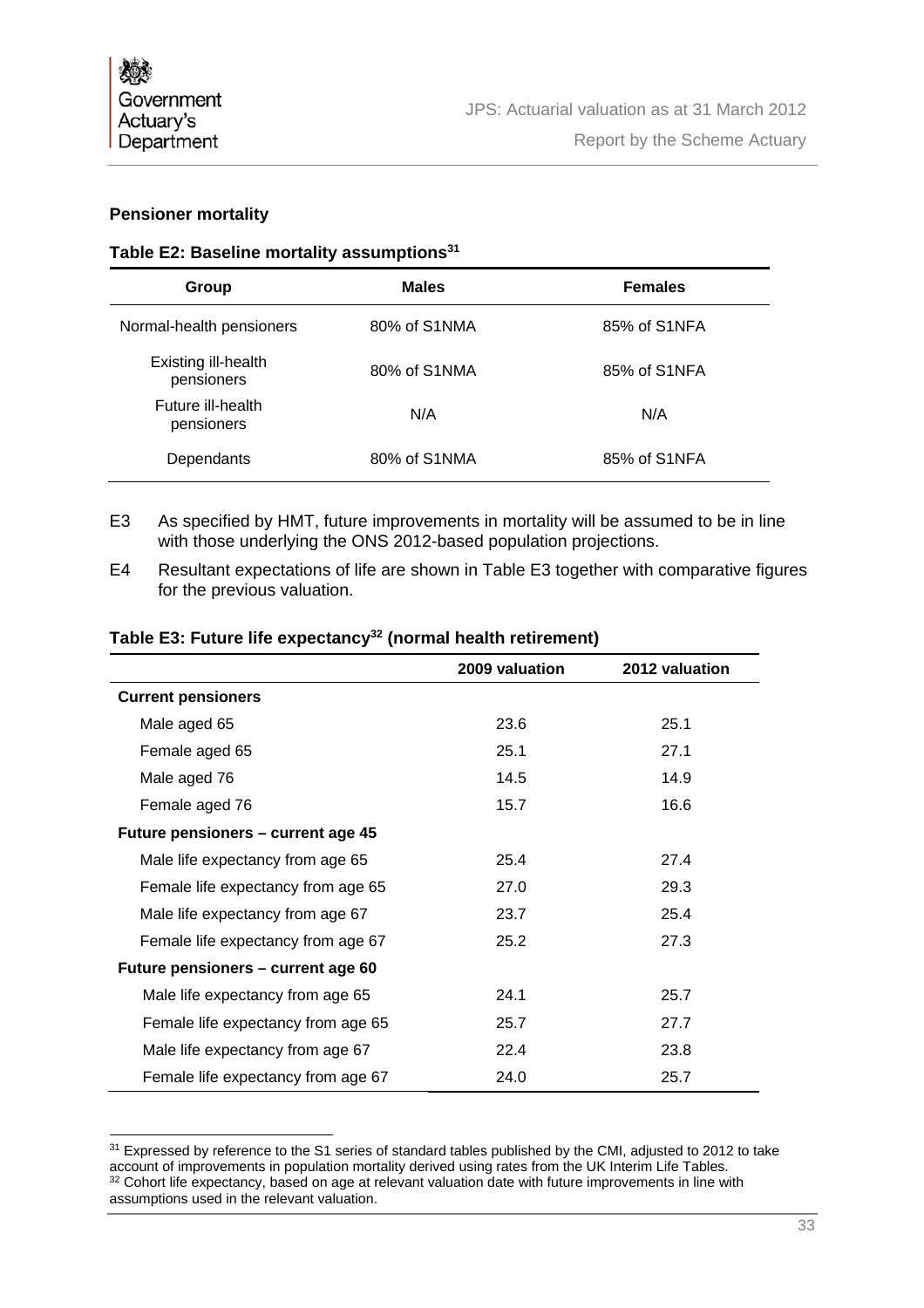**Pensioner mortality**

**Table E2: Baseline mortality assumptions[31]**

| Group | Males | Females |
|---|---|---|
| Normal-health pensioners | 80% of S1NMA | 85% of S1NFA |
| Existing ill-health pensioners | 80% of S1NMA | 85% of S1NFA |
| Future ill-health pensioners | N/A | N/A |
| Dependants | 80% of S1NMA | 85% of S1NFA |

E3 As specified by HMT, future improvements in mortality will be assumed to be in line with those underlying the ONS 2012-based population projections.

E4 Resultant expectations of life are shown in Table E3 together with comparative figures for the previous valuation.

**Table E3: Future life expectancy[32] (normal health retirement)**

| | 2009 valuation | 2012 valuation |
|---|---|---|
| **Current pensioners** | | |
| Male aged 65 | 23.6 | 25.1 |
| Female aged 65 | 25.1 | 27.1 |
| Male aged 76 | 14.5 | 14.9 |
| Female aged 76 | 15.7 | 16.6 |
| **Future pensioners – current age 45** | | |
| Male life expectancy from age 65 | 25.4 | 27.4 |
| Female life expectancy from age 65 | 27.0 | 29.3 |
| Male life expectancy from age 67 | 23.7 | 25.4 |
| Female life expectancy from age 67 | 25.2 | 27.3 |
| **Future pensioners – current age 60** | | |
| Male life expectancy from age 65 | 24.1 | 25.7 |
| Female life expectancy from age 65 | 25.7 | 27.7 |
| Male life expectancy from age 67 | 22.4 | 23.8 |
| Female life expectancy from age 67 | 24.0 | 25.7 |

[31] Expressed by reference to the S1 series of standard tables published by the CMI, adjusted to 2012 to take account of improvements in population mortality derived using rates from the UK Interim Life Tables.

[32] Cohort life expectancy, based on age at relevant valuation date with future improvements in line with assumptions used in the relevant valuation.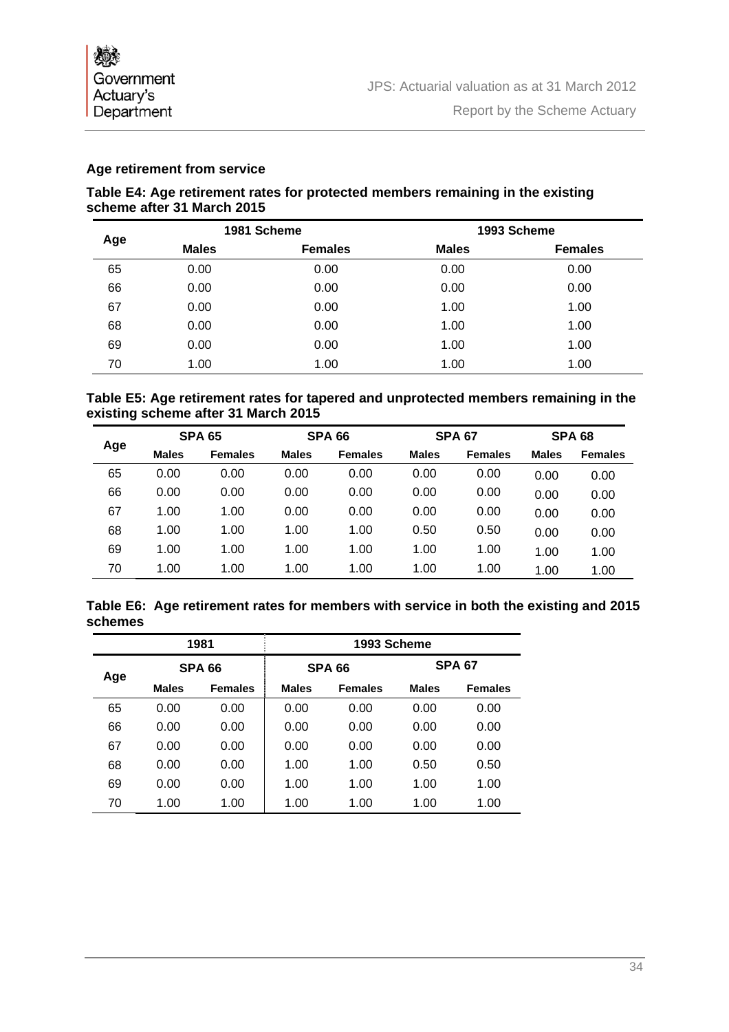## Age retirement from service

**Table E4: Age retirement rates for protected members remaining in the existing scheme after 31 March 2015**

| Age | 1981 Scheme | | 1993 Scheme | |
|---|---|---|---|---|
| | **Males** | **Females** | **Males** | **Females** |
| 65 | 0.00 | 0.00 | 0.00 | 0.00 |
| 66 | 0.00 | 0.00 | 0.00 | 0.00 |
| 67 | 0.00 | 0.00 | 1.00 | 1.00 |
| 68 | 0.00 | 0.00 | 1.00 | 1.00 |
| 69 | 0.00 | 0.00 | 1.00 | 1.00 |
| 70 | 1.00 | 1.00 | 1.00 | 1.00 |

**Table E5: Age retirement rates for tapered and unprotected members remaining in the existing scheme after 31 March 2015**

| Age | SPA 65 | | SPA 66 | | SPA 67 | | SPA 68 | |
|---|---|---|---|---|---|---|---|---|
| | **Males** | **Females** | **Males** | **Females** | **Males** | **Females** | **Males** | **Females** |
| 65 | 0.00 | 0.00 | 0.00 | 0.00 | 0.00 | 0.00 | 0.00 | 0.00 |
| 66 | 0.00 | 0.00 | 0.00 | 0.00 | 0.00 | 0.00 | 0.00 | 0.00 |
| 67 | 1.00 | 1.00 | 0.00 | 0.00 | 0.00 | 0.00 | 0.00 | 0.00 |
| 68 | 1.00 | 1.00 | 1.00 | 1.00 | 0.50 | 0.50 | 0.00 | 0.00 |
| 69 | 1.00 | 1.00 | 1.00 | 1.00 | 1.00 | 1.00 | 1.00 | 1.00 |
| 70 | 1.00 | 1.00 | 1.00 | 1.00 | 1.00 | 1.00 | 1.00 | 1.00 |

**Table E6: Age retirement rates for members with service in both the existing and 2015 schemes**

| Age | 1981 | | 1993 Scheme | | | |
|---|---|---|---|---|---|---|
| | SPA 66 | | SPA 66 | | SPA 67 | |
| | **Males** | **Females** | **Males** | **Females** | **Males** | **Females** |
| 65 | 0.00 | 0.00 | 0.00 | 0.00 | 0.00 | 0.00 |
| 66 | 0.00 | 0.00 | 0.00 | 0.00 | 0.00 | 0.00 |
| 67 | 0.00 | 0.00 | 0.00 | 0.00 | 0.00 | 0.00 |
| 68 | 0.00 | 0.00 | 1.00 | 1.00 | 0.50 | 0.50 |
| 69 | 0.00 | 0.00 | 1.00 | 1.00 | 1.00 | 1.00 |
| 70 | 1.00 | 1.00 | 1.00 | 1.00 | 1.00 | 1.00 |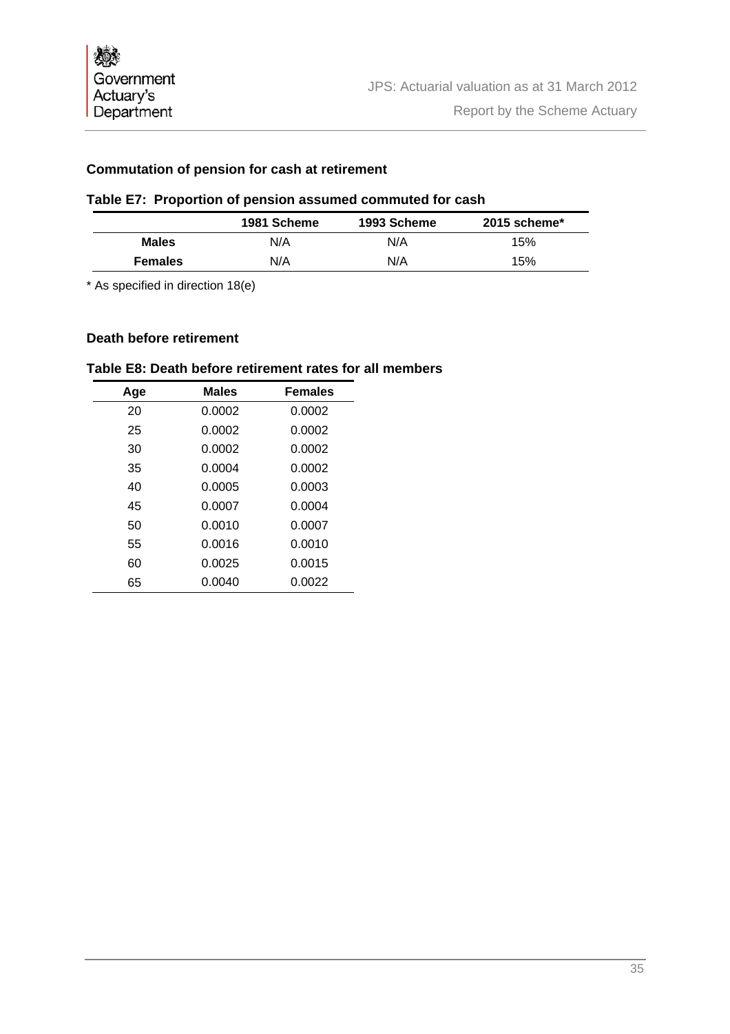### Commutation of pension for cash at retirement

**Table E7: Proportion of pension assumed commuted for cash**

| | 1981 Scheme | 1993 Scheme | 2015 scheme* |
|---|---|---|---|
| **Males** | N/A | N/A | 15% |
| **Females** | N/A | N/A | 15% |

* As specified in direction 18(e)

### Death before retirement

**Table E8: Death before retirement rates for all members**

| Age | Males | Females |
|---|---|---|
| 20 | 0.0002 | 0.0002 |
| 25 | 0.0002 | 0.0002 |
| 30 | 0.0002 | 0.0002 |
| 35 | 0.0004 | 0.0002 |
| 40 | 0.0005 | 0.0003 |
| 45 | 0.0007 | 0.0004 |
| 50 | 0.0010 | 0.0007 |
| 55 | 0.0016 | 0.0010 |
| 60 | 0.0025 | 0.0015 |
| 65 | 0.0040 | 0.0022 |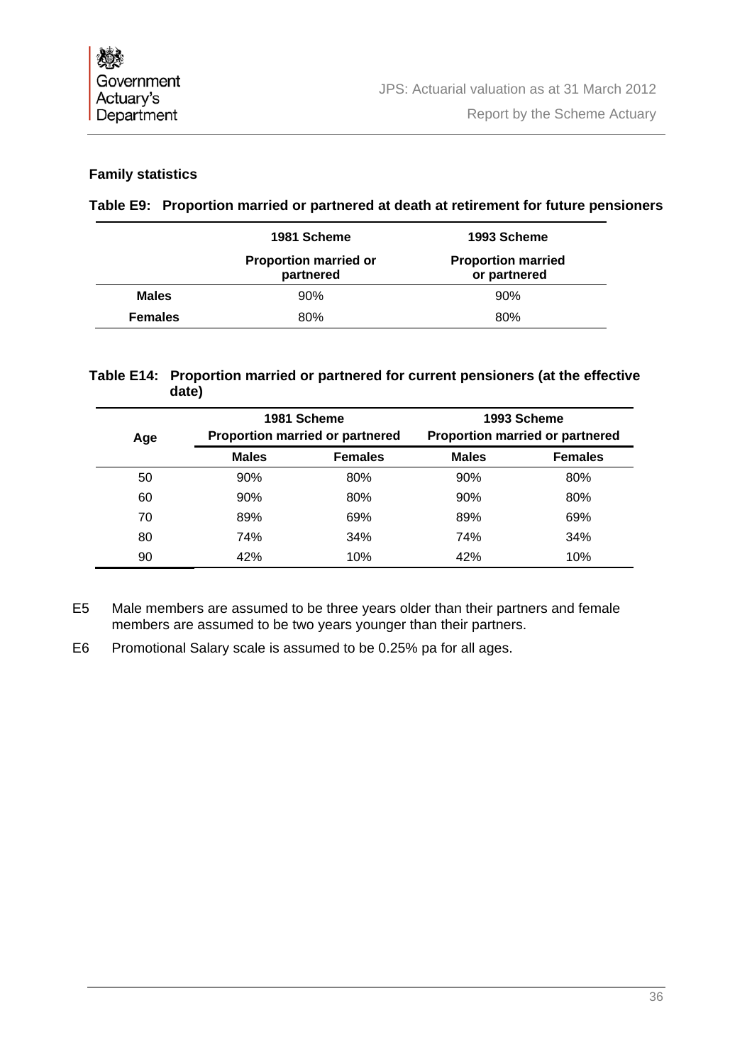### Family statistics

**Table E9: Proportion married or partnered at death at retirement for future pensioners**

| | 1981 Scheme | 1993 Scheme |
|---|---|---|
| | **Proportion married or partnered** | **Proportion married or partnered** |
| **Males** | 90% | 90% |
| **Females** | 80% | 80% |

**Table E14: Proportion married or partnered for current pensioners (at the effective date)**

| Age | 1981 Scheme Proportion married or partnered | | 1993 Scheme Proportion married or partnered | |
|---|---|---|---|---|
| | **Males** | **Females** | **Males** | **Females** |
| 50 | 90% | 80% | 90% | 80% |
| 60 | 90% | 80% | 90% | 80% |
| 70 | 89% | 69% | 89% | 69% |
| 80 | 74% | 34% | 74% | 34% |
| 90 | 42% | 10% | 42% | 10% |

E5 Male members are assumed to be three years older than their partners and female members are assumed to be two years younger than their partners.

E6 Promotional Salary scale is assumed to be 0.25% pa for all ages.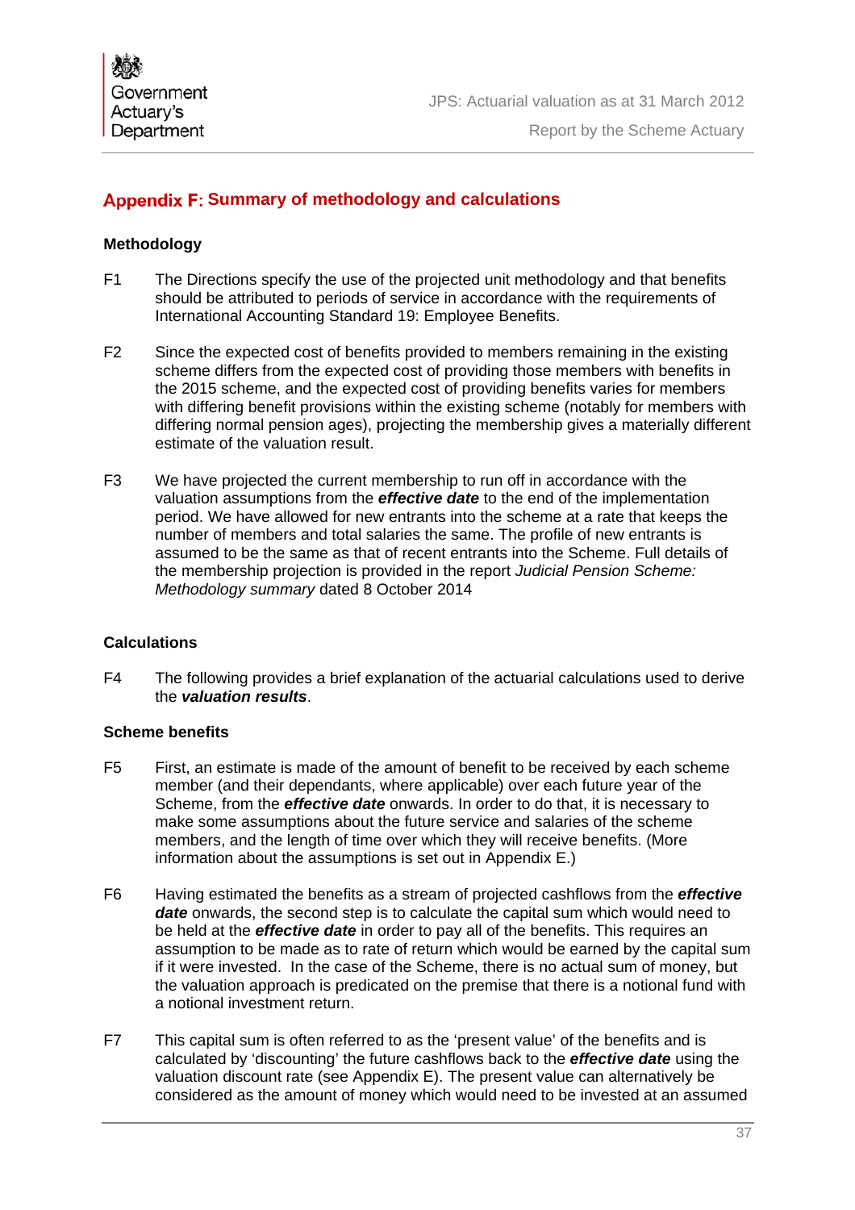## Appendix F: Summary of methodology and calculations

### Methodology

F1 The Directions specify the use of the projected unit methodology and that benefits should be attributed to periods of service in accordance with the requirements of International Accounting Standard 19: Employee Benefits.

F2 Since the expected cost of benefits provided to members remaining in the existing scheme differs from the expected cost of providing those members with benefits in the 2015 scheme, and the expected cost of providing benefits varies for members with differing benefit provisions within the existing scheme (notably for members with differing normal pension ages), projecting the membership gives a materially different estimate of the valuation result.

F3 We have projected the current membership to run off in accordance with the valuation assumptions from the ***effective date*** to the end of the implementation period. We have allowed for new entrants into the scheme at a rate that keeps the number of members and total salaries the same. The profile of new entrants is assumed to be the same as that of recent entrants into the Scheme. Full details of the membership projection is provided in the report *Judicial Pension Scheme: Methodology summary* dated 8 October 2014

### Calculations

F4 The following provides a brief explanation of the actuarial calculations used to derive the ***valuation results***.

### Scheme benefits

F5 First, an estimate is made of the amount of benefit to be received by each scheme member (and their dependants, where applicable) over each future year of the Scheme, from the ***effective date*** onwards. In order to do that, it is necessary to make some assumptions about the future service and salaries of the scheme members, and the length of time over which they will receive benefits. (More information about the assumptions is set out in Appendix E.)

F6 Having estimated the benefits as a stream of projected cashflows from the ***effective date*** onwards, the second step is to calculate the capital sum which would need to be held at the ***effective date*** in order to pay all of the benefits. This requires an assumption to be made as to rate of return which would be earned by the capital sum if it were invested. In the case of the Scheme, there is no actual sum of money, but the valuation approach is predicated on the premise that there is a notional fund with a notional investment return.

F7 This capital sum is often referred to as the 'present value' of the benefits and is calculated by 'discounting' the future cashflows back to the ***effective date*** using the valuation discount rate (see Appendix E). The present value can alternatively be considered as the amount of money which would need to be invested at an assumed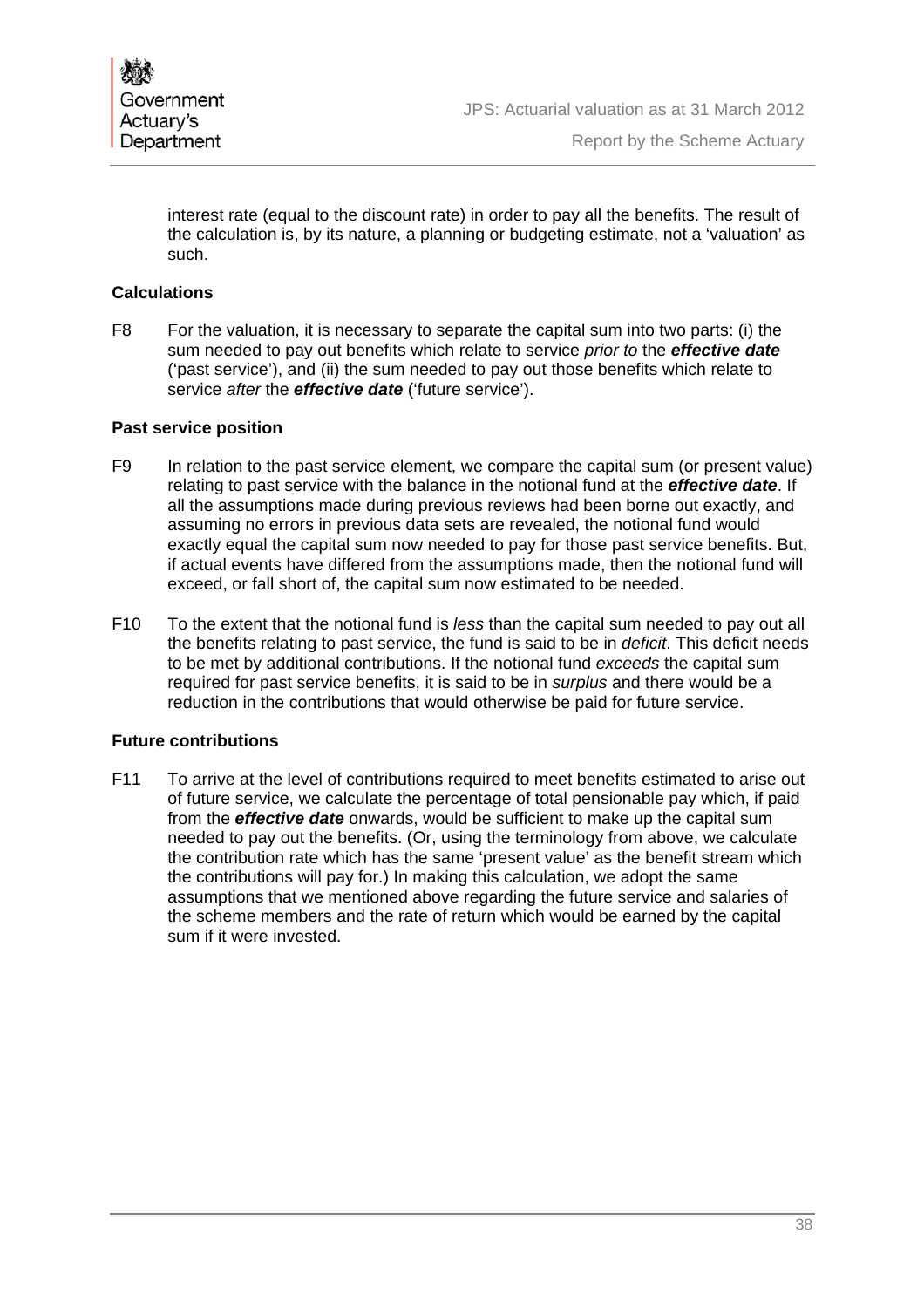interest rate (equal to the discount rate) in order to pay all the benefits. The result of the calculation is, by its nature, a planning or budgeting estimate, not a 'valuation' as such.

**Calculations**

F8 For the valuation, it is necessary to separate the capital sum into two parts: (i) the sum needed to pay out benefits which relate to service *prior to* the ***effective date*** ('past service'), and (ii) the sum needed to pay out those benefits which relate to service *after* the ***effective date*** ('future service').

**Past service position**

F9 In relation to the past service element, we compare the capital sum (or present value) relating to past service with the balance in the notional fund at the ***effective date***. If all the assumptions made during previous reviews had been borne out exactly, and assuming no errors in previous data sets are revealed, the notional fund would exactly equal the capital sum now needed to pay for those past service benefits. But, if actual events have differed from the assumptions made, then the notional fund will exceed, or fall short of, the capital sum now estimated to be needed.

F10 To the extent that the notional fund is *less* than the capital sum needed to pay out all the benefits relating to past service, the fund is said to be in *deficit*. This deficit needs to be met by additional contributions. If the notional fund *exceeds* the capital sum required for past service benefits, it is said to be in *surplus* and there would be a reduction in the contributions that would otherwise be paid for future service.

**Future contributions**

F11 To arrive at the level of contributions required to meet benefits estimated to arise out of future service, we calculate the percentage of total pensionable pay which, if paid from the ***effective date*** onwards, would be sufficient to make up the capital sum needed to pay out the benefits. (Or, using the terminology from above, we calculate the contribution rate which has the same 'present value' as the benefit stream which the contributions will pay for.) In making this calculation, we adopt the same assumptions that we mentioned above regarding the future service and salaries of the scheme members and the rate of return which would be earned by the capital sum if it were invested.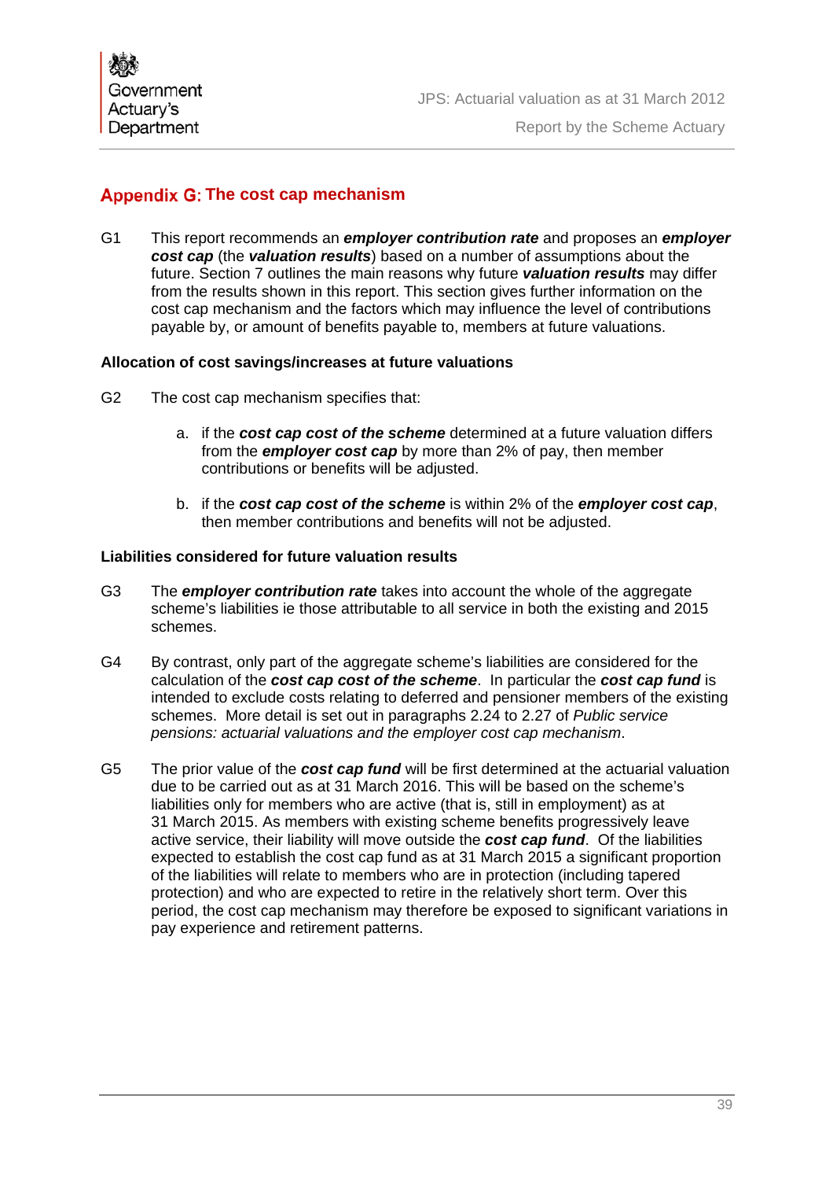## Appendix G: The cost cap mechanism

G1 This report recommends an ***employer contribution rate*** and proposes an ***employer cost cap*** (the ***valuation results***) based on a number of assumptions about the future. Section 7 outlines the main reasons why future ***valuation results*** may differ from the results shown in this report. This section gives further information on the cost cap mechanism and the factors which may influence the level of contributions payable by, or amount of benefits payable to, members at future valuations.

### Allocation of cost savings/increases at future valuations

G2 The cost cap mechanism specifies that:

a. if the ***cost cap cost of the scheme*** determined at a future valuation differs from the ***employer cost cap*** by more than 2% of pay, then member contributions or benefits will be adjusted.

b. if the ***cost cap cost of the scheme*** is within 2% of the ***employer cost cap***, then member contributions and benefits will not be adjusted.

### Liabilities considered for future valuation results

G3 The ***employer contribution rate*** takes into account the whole of the aggregate scheme's liabilities ie those attributable to all service in both the existing and 2015 schemes.

G4 By contrast, only part of the aggregate scheme's liabilities are considered for the calculation of the ***cost cap cost of the scheme***. In particular the ***cost cap fund*** is intended to exclude costs relating to deferred and pensioner members of the existing schemes. More detail is set out in paragraphs 2.24 to 2.27 of *Public service pensions: actuarial valuations and the employer cost cap mechanism*.

G5 The prior value of the ***cost cap fund*** will be first determined at the actuarial valuation due to be carried out as at 31 March 2016. This will be based on the scheme's liabilities only for members who are active (that is, still in employment) as at 31 March 2015. As members with existing scheme benefits progressively leave active service, their liability will move outside the ***cost cap fund***. Of the liabilities expected to establish the cost cap fund as at 31 March 2015 a significant proportion of the liabilities will relate to members who are in protection (including tapered protection) and who are expected to retire in the relatively short term. Over this period, the cost cap mechanism may therefore be exposed to significant variations in pay experience and retirement patterns.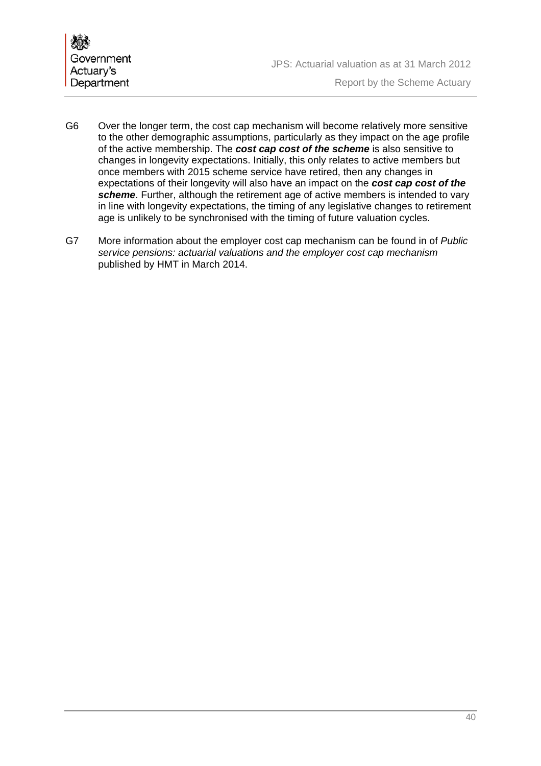G6 Over the longer term, the cost cap mechanism will become relatively more sensitive to the other demographic assumptions, particularly as they impact on the age profile of the active membership. The ***cost cap cost of the scheme*** is also sensitive to changes in longevity expectations. Initially, this only relates to active members but once members with 2015 scheme service have retired, then any changes in expectations of their longevity will also have an impact on the ***cost cap cost of the scheme***. Further, although the retirement age of active members is intended to vary in line with longevity expectations, the timing of any legislative changes to retirement age is unlikely to be synchronised with the timing of future valuation cycles.

G7 More information about the employer cost cap mechanism can be found in of *Public service pensions: actuarial valuations and the employer cost cap mechanism* published by HMT in March 2014.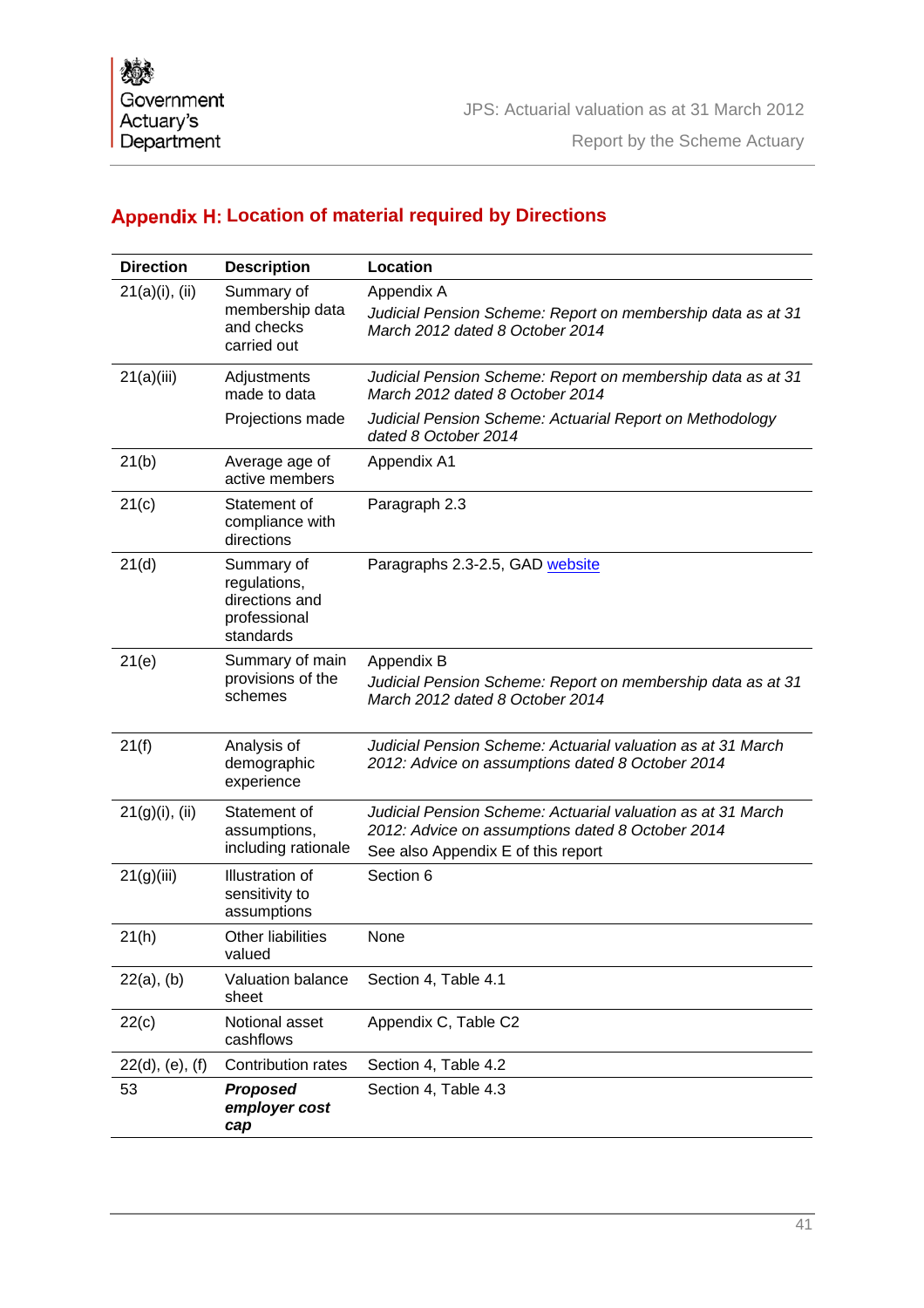## Appendix H: Location of material required by Directions

| Direction | Description | Location |
|---|---|---|
| 21(a)(i), (ii) | Summary of membership data and checks carried out | Appendix A<br>*Judicial Pension Scheme: Report on membership data as at 31 March 2012 dated 8 October 2014* |
| 21(a)(iii) | Adjustments made to data<br>Projections made | *Judicial Pension Scheme: Report on membership data as at 31 March 2012 dated 8 October 2014*<br>*Judicial Pension Scheme: Actuarial Report on Methodology dated 8 October 2014* |
| 21(b) | Average age of active members | Appendix A1 |
| 21(c) | Statement of compliance with directions | Paragraph 2.3 |
| 21(d) | Summary of regulations, directions and professional standards | Paragraphs 2.3-2.5, GAD website |
| 21(e) | Summary of main provisions of the schemes | Appendix B<br>*Judicial Pension Scheme: Report on membership data as at 31 March 2012 dated 8 October 2014* |
| 21(f) | Analysis of demographic experience | *Judicial Pension Scheme: Actuarial valuation as at 31 March 2012: Advice on assumptions dated 8 October 2014* |
| 21(g)(i), (ii) | Statement of assumptions, including rationale | *Judicial Pension Scheme: Actuarial valuation as at 31 March 2012: Advice on assumptions dated 8 October 2014*<br>See also Appendix E of this report |
| 21(g)(iii) | Illustration of sensitivity to assumptions | Section 6 |
| 21(h) | Other liabilities valued | None |
| 22(a), (b) | Valuation balance sheet | Section 4, Table 4.1 |
| 22(c) | Notional asset cashflows | Appendix C, Table C2 |
| 22(d), (e), (f) | Contribution rates | Section 4, Table 4.2 |
| 53 | ***Proposed employer cost cap*** | Section 4, Table 4.3 |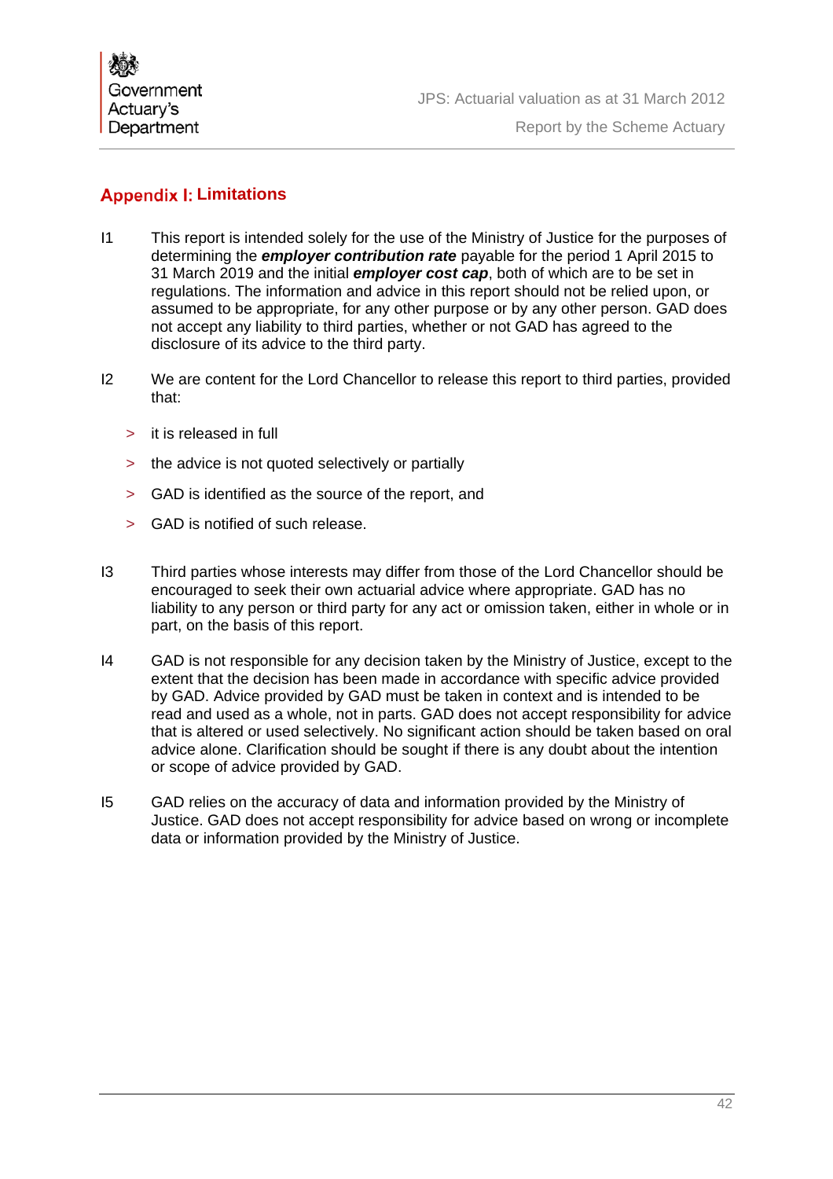## Appendix I: Limitations

I1 This report is intended solely for the use of the Ministry of Justice for the purposes of determining the ***employer contribution rate*** payable for the period 1 April 2015 to 31 March 2019 and the initial ***employer cost cap***, both of which are to be set in regulations. The information and advice in this report should not be relied upon, or assumed to be appropriate, for any other purpose or by any other person. GAD does not accept any liability to third parties, whether or not GAD has agreed to the disclosure of its advice to the third party.

I2 We are content for the Lord Chancellor to release this report to third parties, provided that:

- it is released in full
- the advice is not quoted selectively or partially
- GAD is identified as the source of the report, and
- GAD is notified of such release.

I3 Third parties whose interests may differ from those of the Lord Chancellor should be encouraged to seek their own actuarial advice where appropriate. GAD has no liability to any person or third party for any act or omission taken, either in whole or in part, on the basis of this report.

I4 GAD is not responsible for any decision taken by the Ministry of Justice, except to the extent that the decision has been made in accordance with specific advice provided by GAD. Advice provided by GAD must be taken in context and is intended to be read and used as a whole, not in parts. GAD does not accept responsibility for advice that is altered or used selectively. No significant action should be taken based on oral advice alone. Clarification should be sought if there is any doubt about the intention or scope of advice provided by GAD.

I5 GAD relies on the accuracy of data and information provided by the Ministry of Justice. GAD does not accept responsibility for advice based on wrong or incomplete data or information provided by the Ministry of Justice.